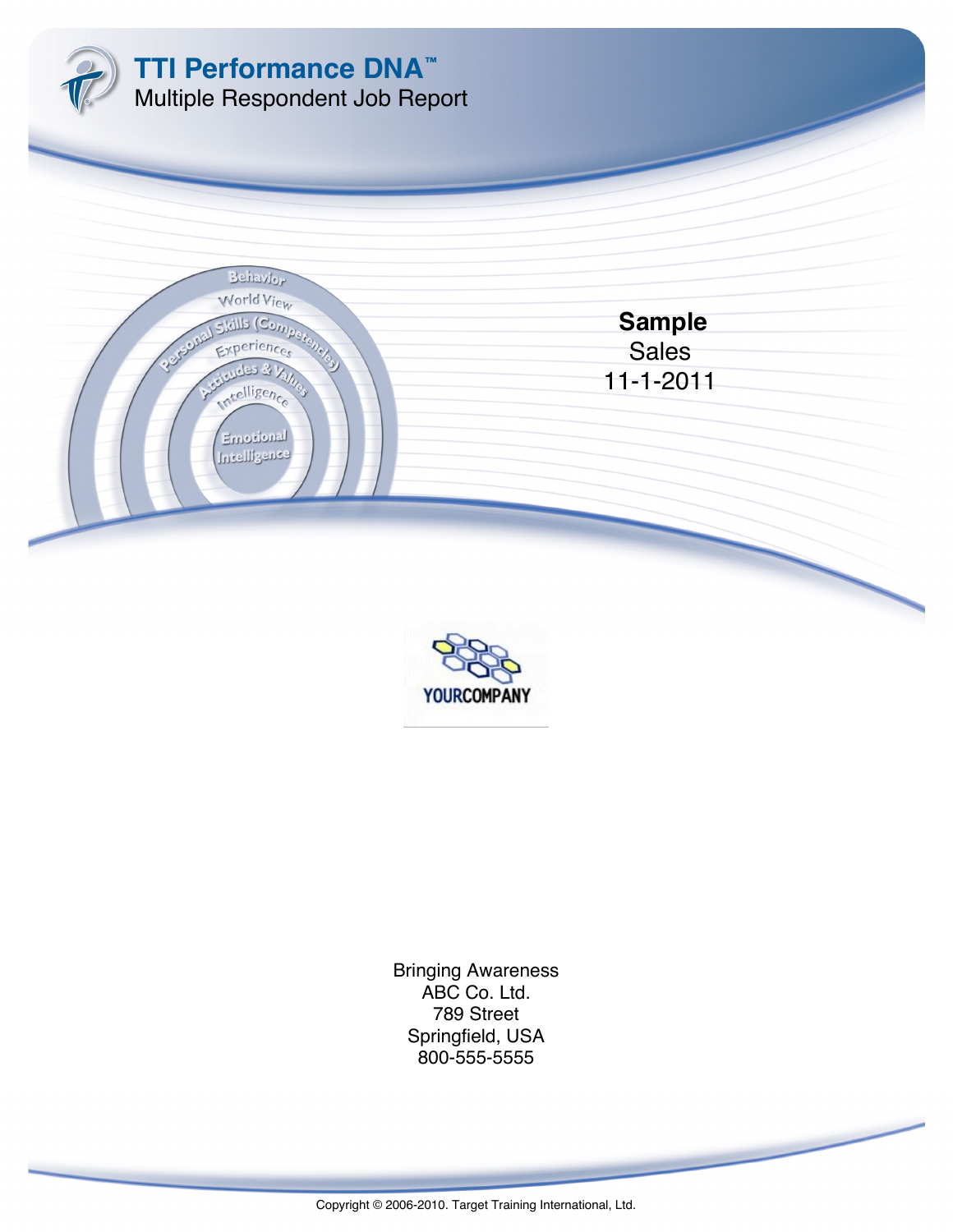# TTI Performance DNA™

Multiple Respondent Job Report

**Sample**

Sales

11-1-2011

YOURCOMPANY

Bringing Awareness
ABC Co. Ltd.
789 Street
Springfield, USA
800-555-5555

Copyright © 2006-2010. Target Training International, Ltd.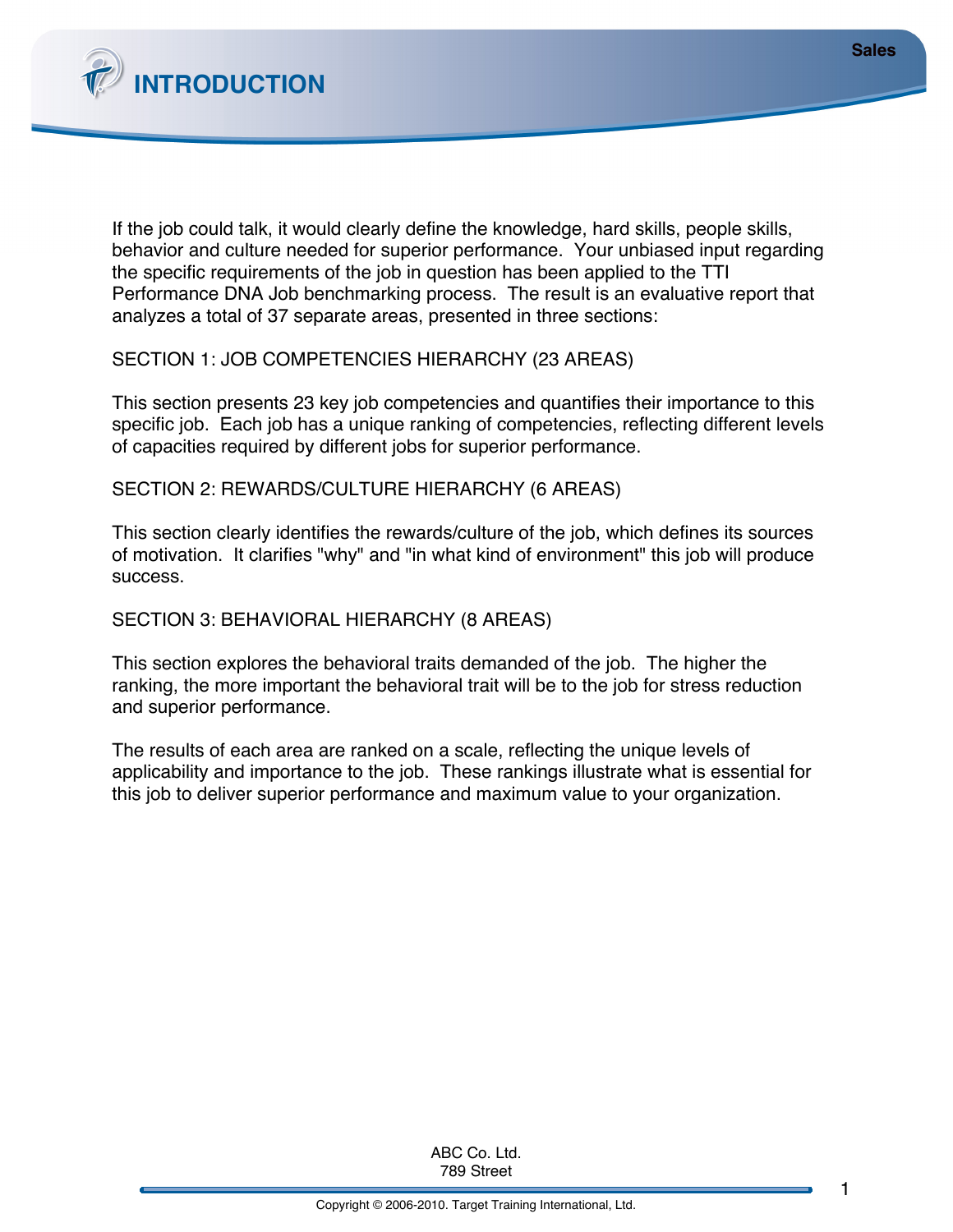# INTRODUCTION

If the job could talk, it would clearly define the knowledge, hard skills, people skills, behavior and culture needed for superior performance. Your unbiased input regarding the specific requirements of the job in question has been applied to the TTI Performance DNA Job benchmarking process. The result is an evaluative report that analyzes a total of 37 separate areas, presented in three sections:

SECTION 1: JOB COMPETENCIES HIERARCHY (23 AREAS)

This section presents 23 key job competencies and quantifies their importance to this specific job. Each job has a unique ranking of competencies, reflecting different levels of capacities required by different jobs for superior performance.

SECTION 2: REWARDS/CULTURE HIERARCHY (6 AREAS)

This section clearly identifies the rewards/culture of the job, which defines its sources of motivation. It clarifies "why" and "in what kind of environment" this job will produce success.

SECTION 3: BEHAVIORAL HIERARCHY (8 AREAS)

This section explores the behavioral traits demanded of the job. The higher the ranking, the more important the behavioral trait will be to the job for stress reduction and superior performance.

The results of each area are ranked on a scale, reflecting the unique levels of applicability and importance to the job. These rankings illustrate what is essential for this job to deliver superior performance and maximum value to your organization.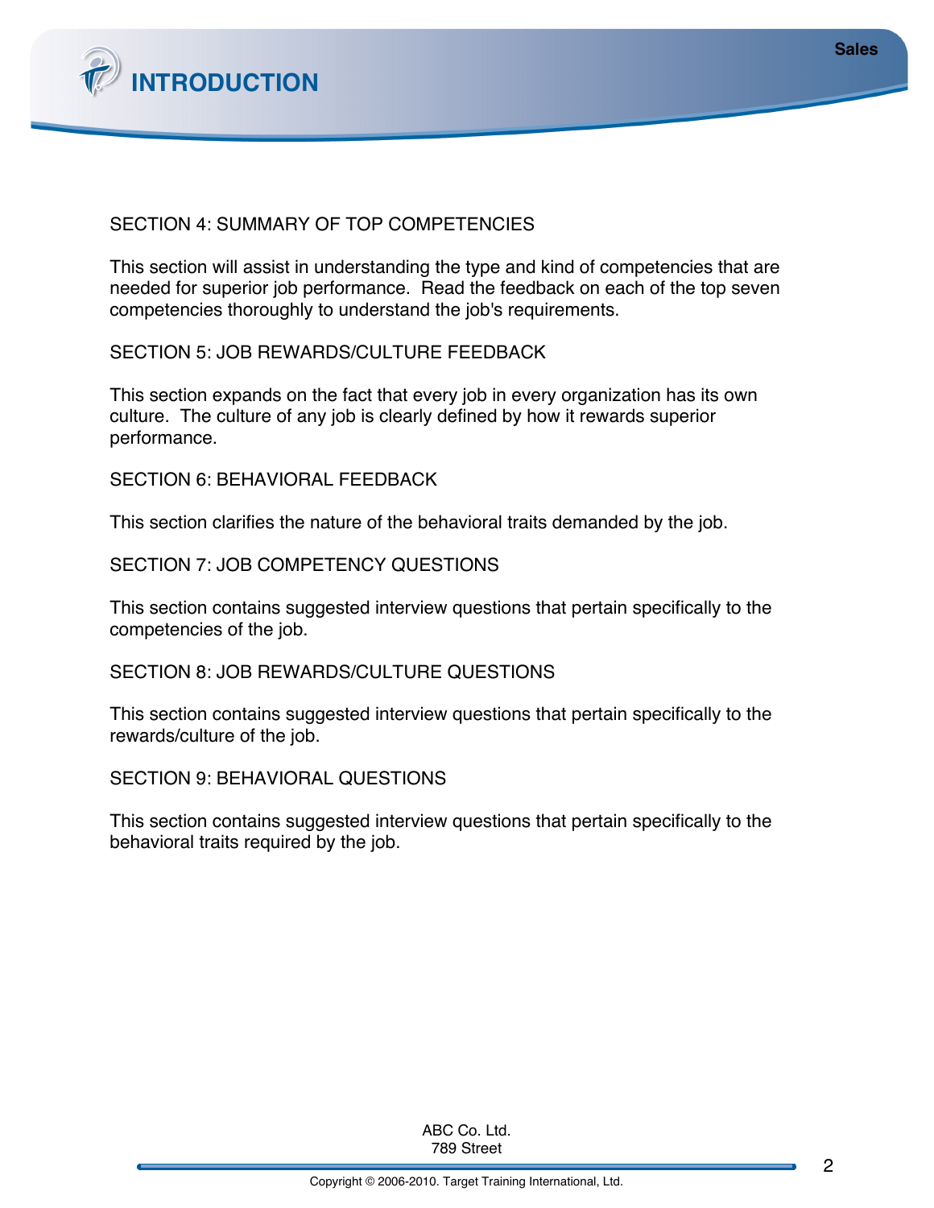# INTRODUCTION

SECTION 4: SUMMARY OF TOP COMPETENCIES

This section will assist in understanding the type and kind of competencies that are needed for superior job performance. Read the feedback on each of the top seven competencies thoroughly to understand the job's requirements.

SECTION 5: JOB REWARDS/CULTURE FEEDBACK

This section expands on the fact that every job in every organization has its own culture. The culture of any job is clearly defined by how it rewards superior performance.

SECTION 6: BEHAVIORAL FEEDBACK

This section clarifies the nature of the behavioral traits demanded by the job.

SECTION 7: JOB COMPETENCY QUESTIONS

This section contains suggested interview questions that pertain specifically to the competencies of the job.

SECTION 8: JOB REWARDS/CULTURE QUESTIONS

This section contains suggested interview questions that pertain specifically to the rewards/culture of the job.

SECTION 9: BEHAVIORAL QUESTIONS

This section contains suggested interview questions that pertain specifically to the behavioral traits required by the job.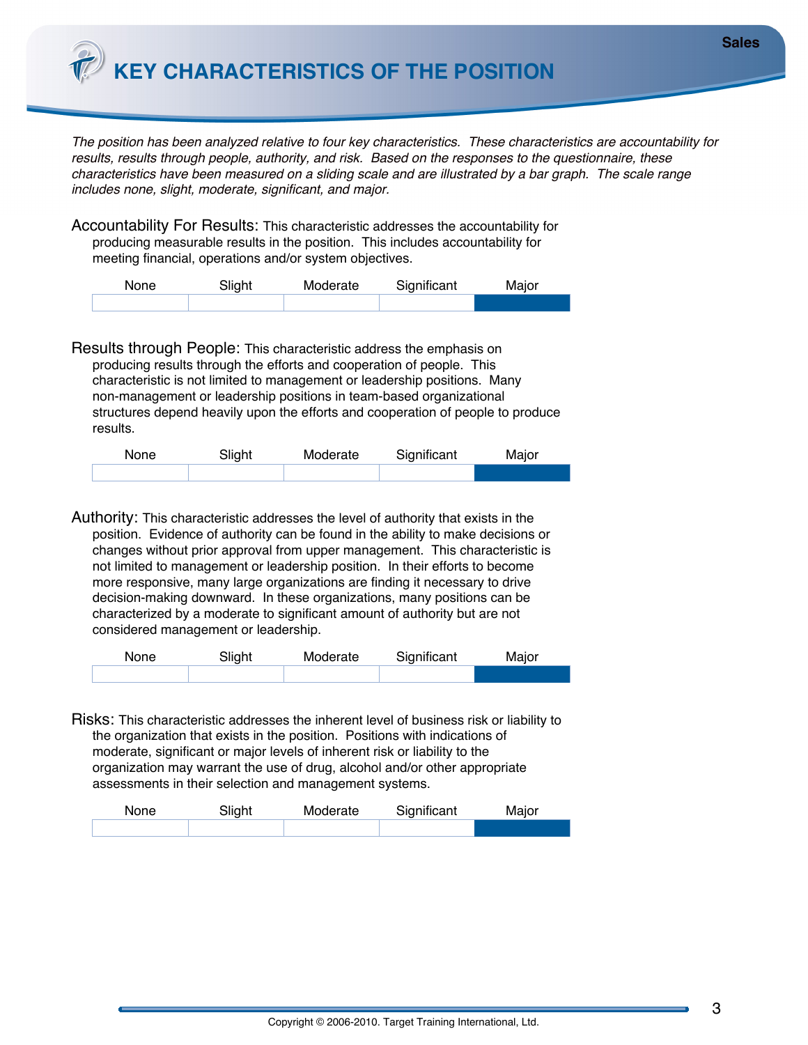# KEY CHARACTERISTICS OF THE POSITION

*The position has been analyzed relative to four key characteristics. These characteristics are accountability for results, results through people, authority, and risk. Based on the responses to the questionnaire, these characteristics have been measured on a sliding scale and are illustrated by a bar graph. The scale range includes none, slight, moderate, significant, and major.*

Accountability For Results: This characteristic addresses the accountability for producing measurable results in the position. This includes accountability for meeting financial, operations and/or system objectives.

| None | Slight | Moderate | Significant | Major |
|---|---|---|---|---|
| | | | | ■ |

Results through People: This characteristic address the emphasis on producing results through the efforts and cooperation of people. This characteristic is not limited to management or leadership positions. Many non-management or leadership positions in team-based organizational structures depend heavily upon the efforts and cooperation of people to produce results.

| None | Slight | Moderate | Significant | Major |
|---|---|---|---|---|
| | | | | ■ |

Authority: This characteristic addresses the level of authority that exists in the position. Evidence of authority can be found in the ability to make decisions or changes without prior approval from upper management. This characteristic is not limited to management or leadership position. In their efforts to become more responsive, many large organizations are finding it necessary to drive decision-making downward. In these organizations, many positions can be characterized by a moderate to significant amount of authority but are not considered management or leadership.

| None | Slight | Moderate | Significant | Major |
|---|---|---|---|---|
| | | | | ■ |

Risks: This characteristic addresses the inherent level of business risk or liability to the organization that exists in the position. Positions with indications of moderate, significant or major levels of inherent risk or liability to the organization may warrant the use of drug, alcohol and/or other appropriate assessments in their selection and management systems.

| None | Slight | Moderate | Significant | Major |
|---|---|---|---|---|
| | | | | ■ |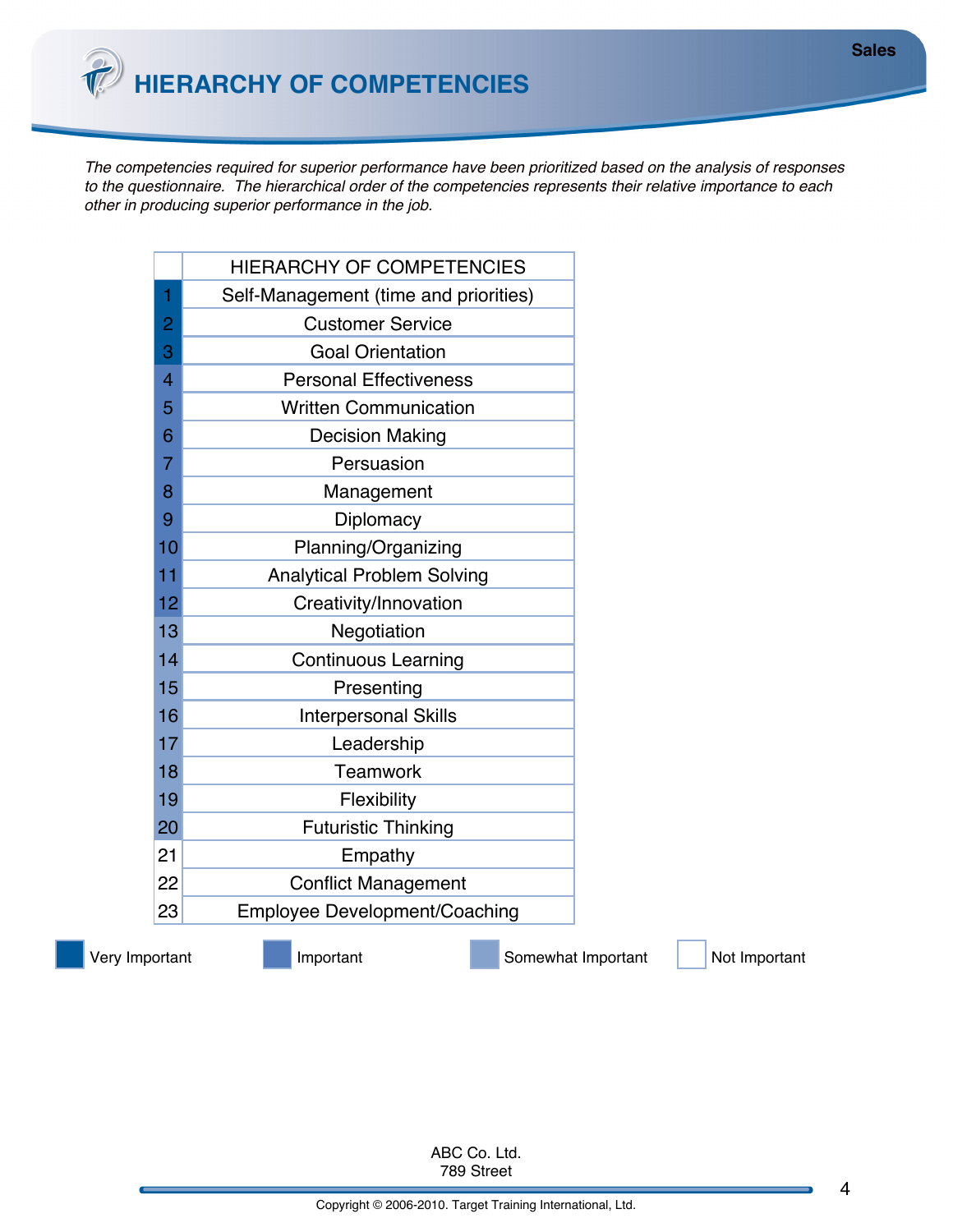# HIERARCHY OF COMPETENCIES

*The competencies required for superior performance have been prioritized based on the analysis of responses to the questionnaire. The hierarchical order of the competencies represents their relative importance to each other in producing superior performance in the job.*

| | HIERARCHY OF COMPETENCIES |
|---|---|
| 1 | Self-Management (time and priorities) |
| 2 | Customer Service |
| 3 | Goal Orientation |
| 4 | Personal Effectiveness |
| 5 | Written Communication |
| 6 | Decision Making |
| 7 | Persuasion |
| 8 | Management |
| 9 | Diplomacy |
| 10 | Planning/Organizing |
| 11 | Analytical Problem Solving |
| 12 | Creativity/Innovation |
| 13 | Negotiation |
| 14 | Continuous Learning |
| 15 | Presenting |
| 16 | Interpersonal Skills |
| 17 | Leadership |
| 18 | Teamwork |
| 19 | Flexibility |
| 20 | Futuristic Thinking |
| 21 | Empathy |
| 22 | Conflict Management |
| 23 | Employee Development/Coaching |

Very Important (1–3) | Important (4–12) | Somewhat Important (13–20) | Not Important (21–23)

ABC Co. Ltd.
789 Street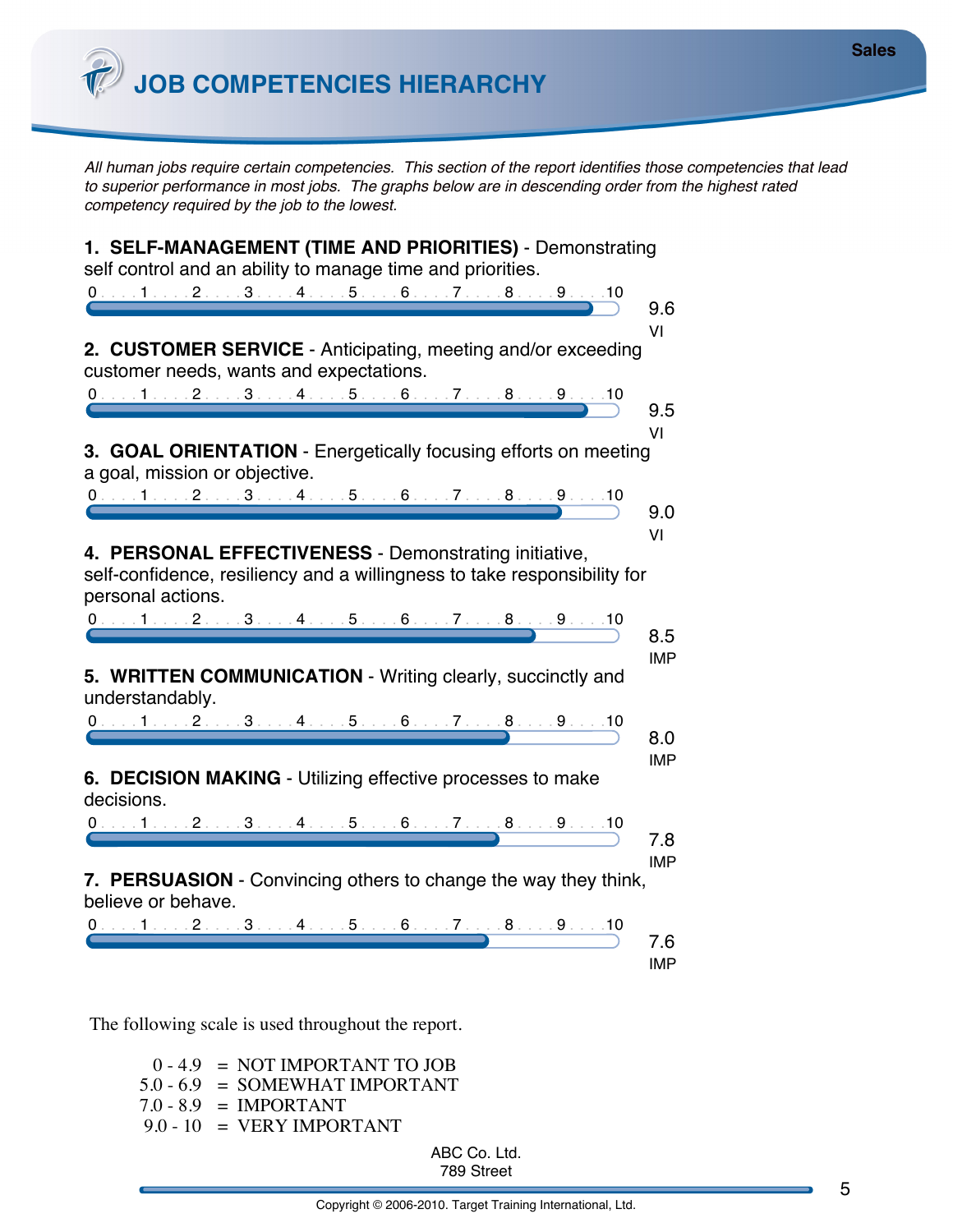# JOB COMPETENCIES HIERARCHY

*All human jobs require certain competencies. This section of the report identifies those competencies that lead to superior performance in most jobs. The graphs below are in descending order from the highest rated competency required by the job to the lowest.*

**1. SELF-MANAGEMENT (TIME AND PRIORITIES)** - Demonstrating self control and an ability to manage time and priorities.

0 . . . 1 . . . 2 . . . 3 . . . 4 . . . 5 . . . 6 . . . 7 . . . 8 . . . 9 . . . 10

9.6
VI

**2. CUSTOMER SERVICE** - Anticipating, meeting and/or exceeding customer needs, wants and expectations.

0 . . . 1 . . . 2 . . . 3 . . . 4 . . . 5 . . . 6 . . . 7 . . . 8 . . . 9 . . . 10

9.5
VI

**3. GOAL ORIENTATION** - Energetically focusing efforts on meeting a goal, mission or objective.

0 . . . 1 . . . 2 . . . 3 . . . 4 . . . 5 . . . 6 . . . 7 . . . 8 . . . 9 . . . 10

9.0
VI

**4. PERSONAL EFFECTIVENESS** - Demonstrating initiative, self-confidence, resiliency and a willingness to take responsibility for personal actions.

0 . . . 1 . . . 2 . . . 3 . . . 4 . . . 5 . . . 6 . . . 7 . . . 8 . . . 9 . . . 10

8.5
IMP

**5. WRITTEN COMMUNICATION** - Writing clearly, succinctly and understandably.

0 . . . 1 . . . 2 . . . 3 . . . 4 . . . 5 . . . 6 . . . 7 . . . 8 . . . 9 . . . 10

8.0
IMP

**6. DECISION MAKING** - Utilizing effective processes to make decisions.

0 . . . 1 . . . 2 . . . 3 . . . 4 . . . 5 . . . 6 . . . 7 . . . 8 . . . 9 . . . 10

7.8
IMP

**7. PERSUASION** - Convincing others to change the way they think, believe or behave.

0 . . . 1 . . . 2 . . . 3 . . . 4 . . . 5 . . . 6 . . . 7 . . . 8 . . . 9 . . . 10

7.6
IMP

The following scale is used throughout the report.

| | | |
|---|---|---|
| 0 - 4.9 | = | NOT IMPORTANT TO JOB |
| 5.0 - 6.9 | = | SOMEWHAT IMPORTANT |
| 7.0 - 8.9 | = | IMPORTANT |
| 9.0 - 10 | = | VERY IMPORTANT |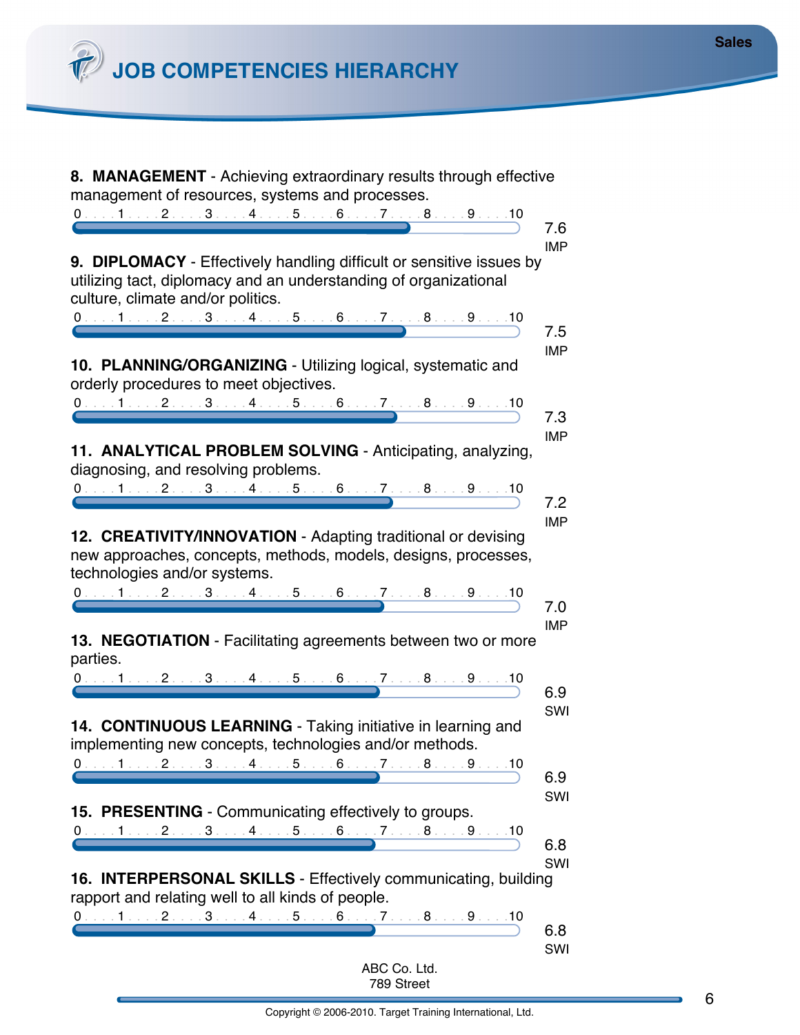# JOB COMPETENCIES HIERARCHY

**8. MANAGEMENT** - Achieving extraordinary results through effective management of resources, systems and processes.

7.6 IMP

**9. DIPLOMACY** - Effectively handling difficult or sensitive issues by utilizing tact, diplomacy and an understanding of organizational culture, climate and/or politics.

7.5 IMP

**10. PLANNING/ORGANIZING** - Utilizing logical, systematic and orderly procedures to meet objectives.

7.3 IMP

**11. ANALYTICAL PROBLEM SOLVING** - Anticipating, analyzing, diagnosing, and resolving problems.

7.2 IMP

**12. CREATIVITY/INNOVATION** - Adapting traditional or devising new approaches, concepts, methods, models, designs, processes, technologies and/or systems.

7.0 IMP

**13. NEGOTIATION** - Facilitating agreements between two or more parties.

6.9 SWI

**14. CONTINUOUS LEARNING** - Taking initiative in learning and implementing new concepts, technologies and/or methods.

6.9 SWI

**15. PRESENTING** - Communicating effectively to groups.

6.8 SWI

**16. INTERPERSONAL SKILLS** - Effectively communicating, building rapport and relating well to all kinds of people.

6.8 SWI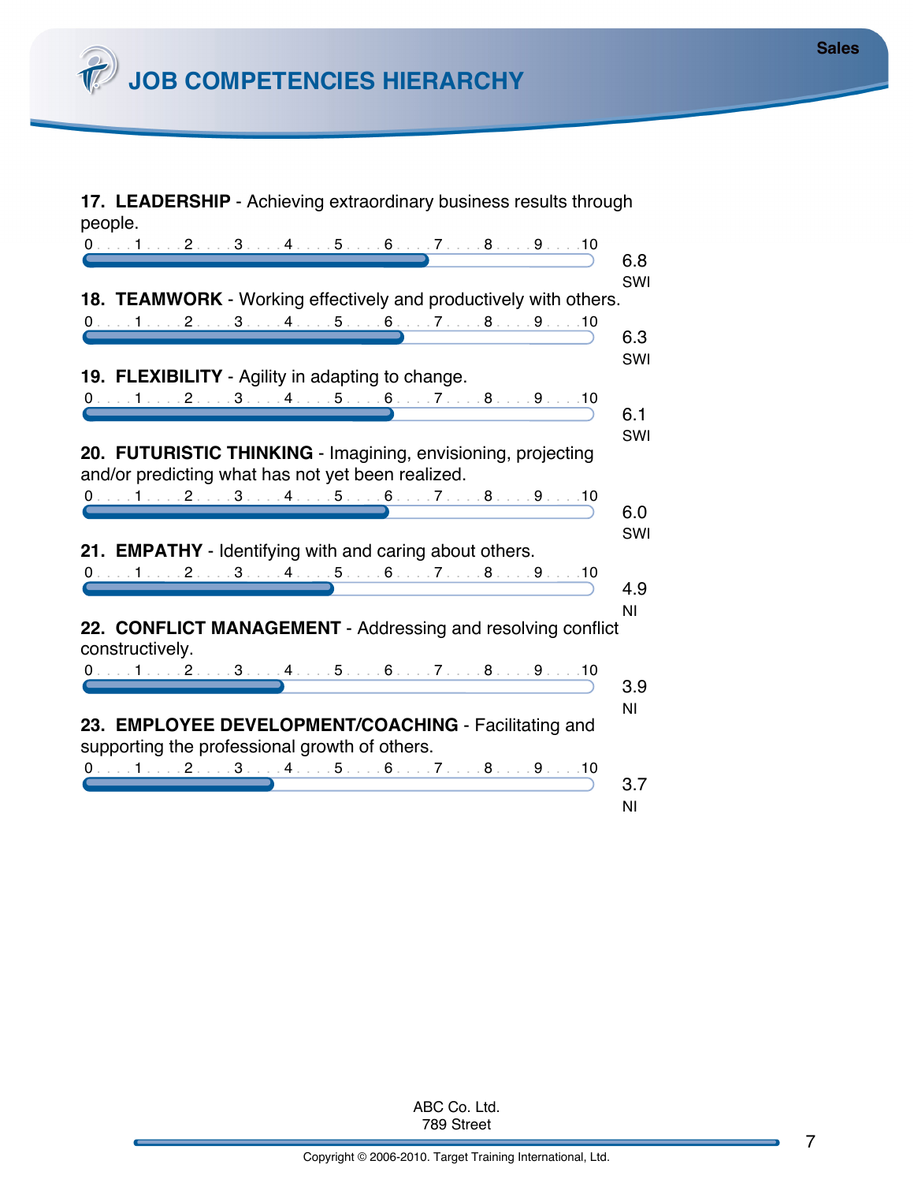# JOB COMPETENCIES HIERARCHY

**17. LEADERSHIP** - Achieving extraordinary business results through people.

6.8 SWI

**18. TEAMWORK** - Working effectively and productively with others.

6.3 SWI

**19. FLEXIBILITY** - Agility in adapting to change.

6.1 SWI

**20. FUTURISTIC THINKING** - Imagining, envisioning, projecting and/or predicting what has not yet been realized.

6.0 SWI

**21. EMPATHY** - Identifying with and caring about others.

4.9 NI

**22. CONFLICT MANAGEMENT** - Addressing and resolving conflict constructively.

3.9 NI

**23. EMPLOYEE DEVELOPMENT/COACHING** - Facilitating and supporting the professional growth of others.

3.7 NI

ABC Co. Ltd.
789 Street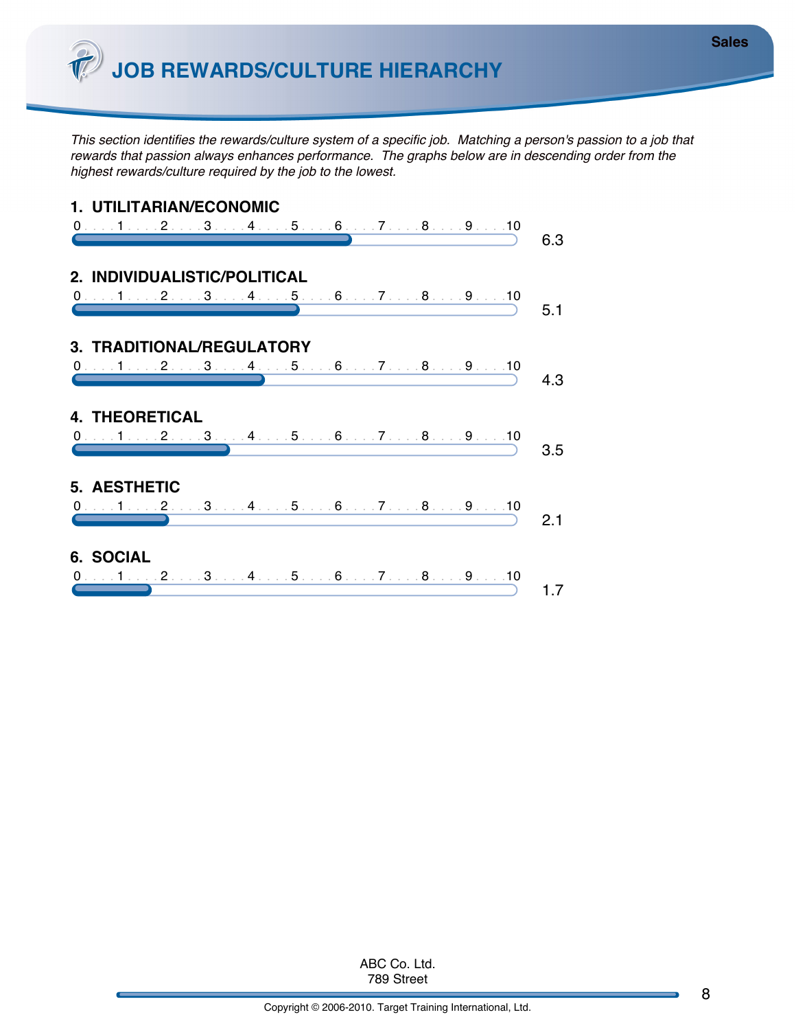# JOB REWARDS/CULTURE HIERARCHY

*This section identifies the rewards/culture system of a specific job. Matching a person's passion to a job that rewards that passion always enhances performance. The graphs below are in descending order from the highest rewards/culture required by the job to the lowest.*

## 1. UTILITARIAN/ECONOMIC

0 . . . 1 . . . 2 . . . 3 . . . 4 . . . 5 . . . 6 . . . 7 . . . 8 . . . 9 . . . 10

6.3

## 2. INDIVIDUALISTIC/POLITICAL

0 . . . 1 . . . 2 . . . 3 . . . 4 . . . 5 . . . 6 . . . 7 . . . 8 . . . 9 . . . 10

5.1

## 3. TRADITIONAL/REGULATORY

0 . . . 1 . . . 2 . . . 3 . . . 4 . . . 5 . . . 6 . . . 7 . . . 8 . . . 9 . . . 10

4.3

## 4. THEORETICAL

0 . . . 1 . . . 2 . . . 3 . . . 4 . . . 5 . . . 6 . . . 7 . . . 8 . . . 9 . . . 10

3.5

## 5. AESTHETIC

0 . . . 1 . . . 2 . . . 3 . . . 4 . . . 5 . . . 6 . . . 7 . . . 8 . . . 9 . . . 10

2.1

## 6. SOCIAL

0 . . . 1 . . . 2 . . . 3 . . . 4 . . . 5 . . . 6 . . . 7 . . . 8 . . . 9 . . . 10

1.7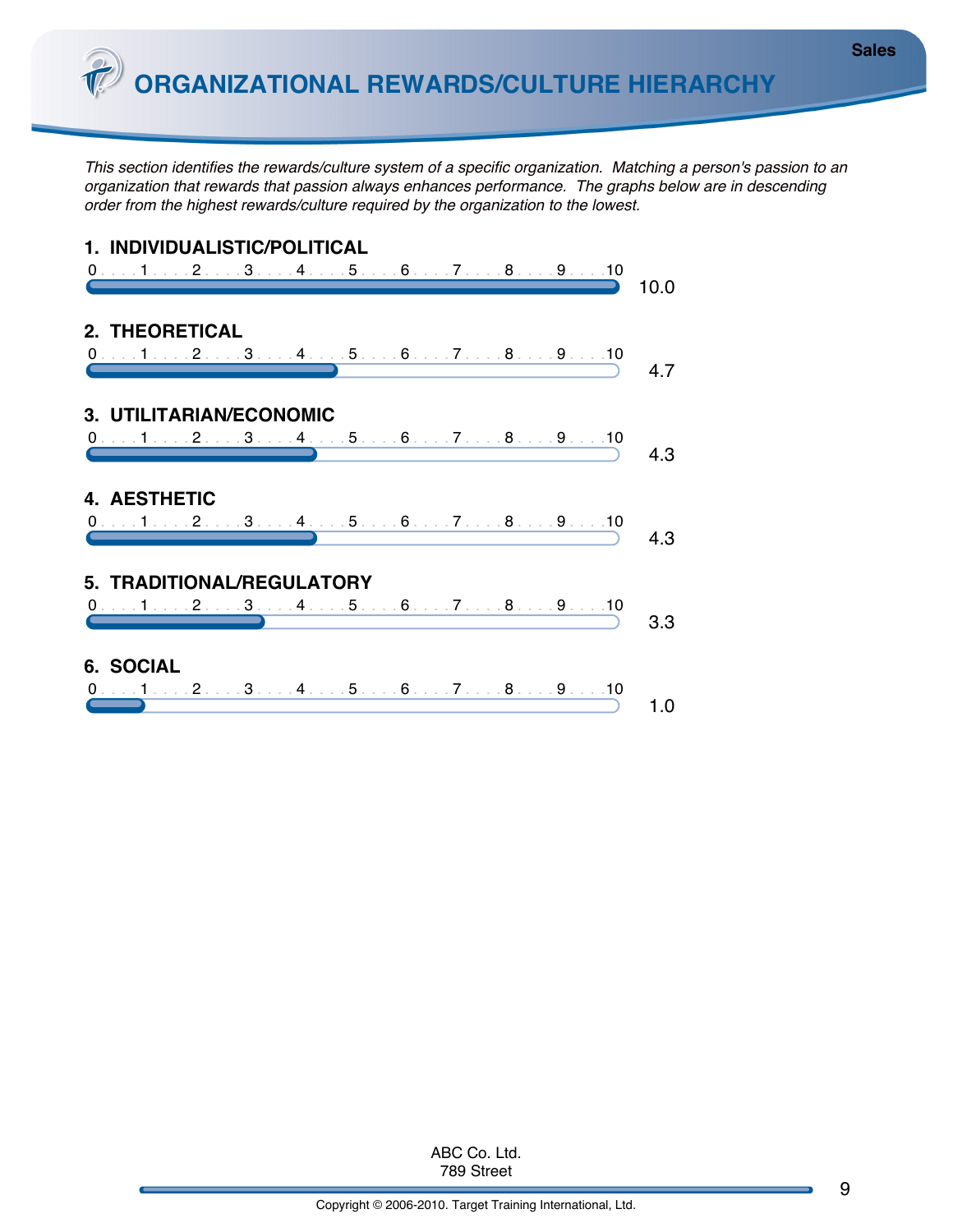# ORGANIZATIONAL REWARDS/CULTURE HIERARCHY

*This section identifies the rewards/culture system of a specific organization. Matching a person's passion to an organization that rewards that passion always enhances performance. The graphs below are in descending order from the highest rewards/culture required by the organization to the lowest.*

**1. INDIVIDUALISTIC/POLITICAL**

10.0

**2. THEORETICAL**

4.7

**3. UTILITARIAN/ECONOMIC**

4.3

**4. AESTHETIC**

4.3

**5. TRADITIONAL/REGULATORY**

3.3

**6. SOCIAL**

1.0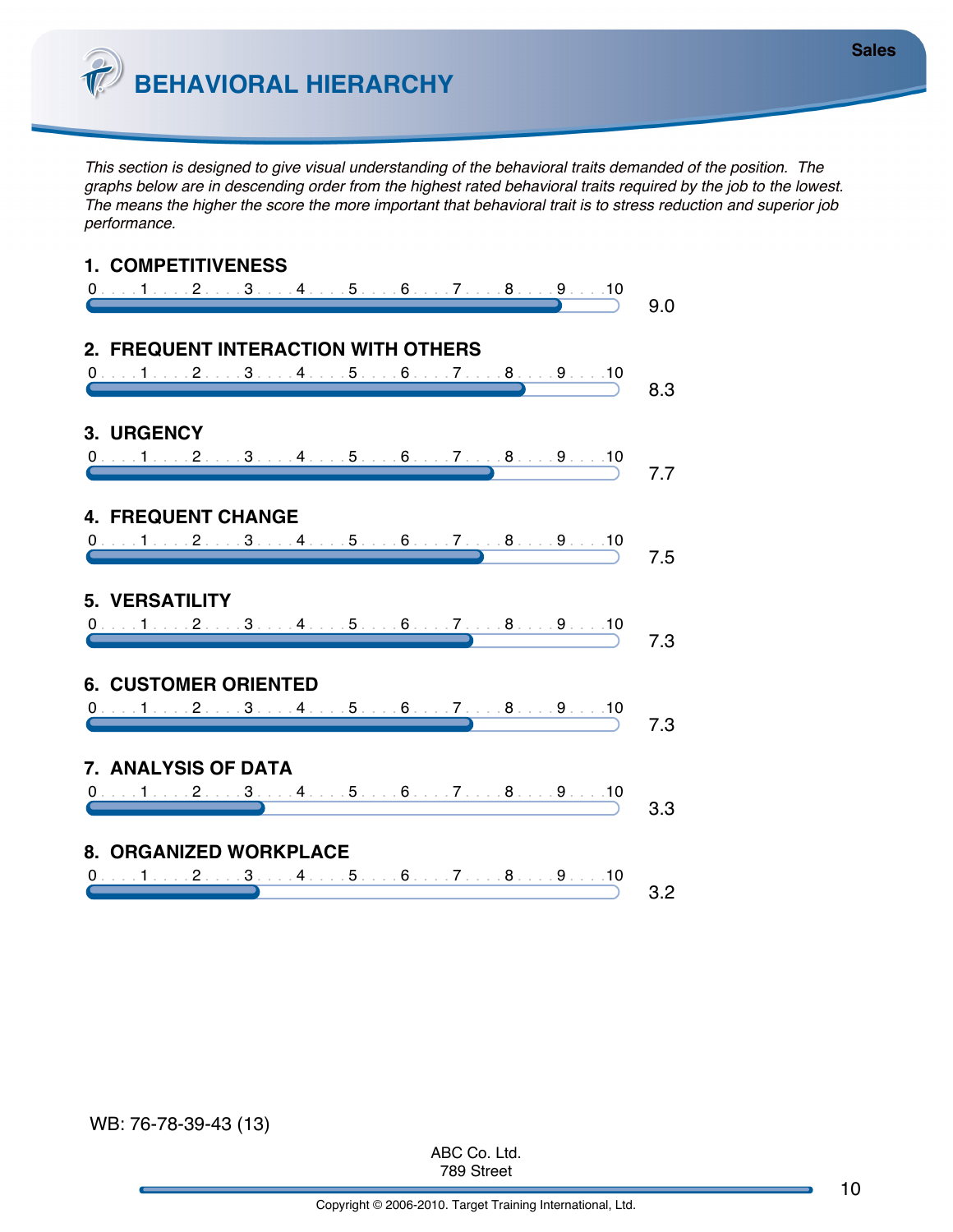# BEHAVIORAL HIERARCHY

*This section is designed to give visual understanding of the behavioral traits demanded of the position. The graphs below are in descending order from the highest rated behavioral traits required by the job to the lowest. The means the higher the score the more important that behavioral trait is to stress reduction and superior job performance.*

**1. COMPETITIVENESS**

0 . . . 1 . . . 2 . . . 3 . . . 4 . . . 5 . . . 6 . . . 7 . . . 8 . . . 9 . . . 10

9.0

**2. FREQUENT INTERACTION WITH OTHERS**

0 . . . 1 . . . 2 . . . 3 . . . 4 . . . 5 . . . 6 . . . 7 . . . 8 . . . 9 . . . 10

8.3

**3. URGENCY**

0 . . . 1 . . . 2 . . . 3 . . . 4 . . . 5 . . . 6 . . . 7 . . . 8 . . . 9 . . . 10

7.7

**4. FREQUENT CHANGE**

0 . . . 1 . . . 2 . . . 3 . . . 4 . . . 5 . . . 6 . . . 7 . . . 8 . . . 9 . . . 10

7.5

**5. VERSATILITY**

0 . . . 1 . . . 2 . . . 3 . . . 4 . . . 5 . . . 6 . . . 7 . . . 8 . . . 9 . . . 10

7.3

**6. CUSTOMER ORIENTED**

0 . . . 1 . . . 2 . . . 3 . . . 4 . . . 5 . . . 6 . . . 7 . . . 8 . . . 9 . . . 10

7.3

**7. ANALYSIS OF DATA**

0 . . . 1 . . . 2 . . . 3 . . . 4 . . . 5 . . . 6 . . . 7 . . . 8 . . . 9 . . . 10

3.3

**8. ORGANIZED WORKPLACE**

0 . . . 1 . . . 2 . . . 3 . . . 4 . . . 5 . . . 6 . . . 7 . . . 8 . . . 9 . . . 10

3.2

WB: 76-78-39-43 (13)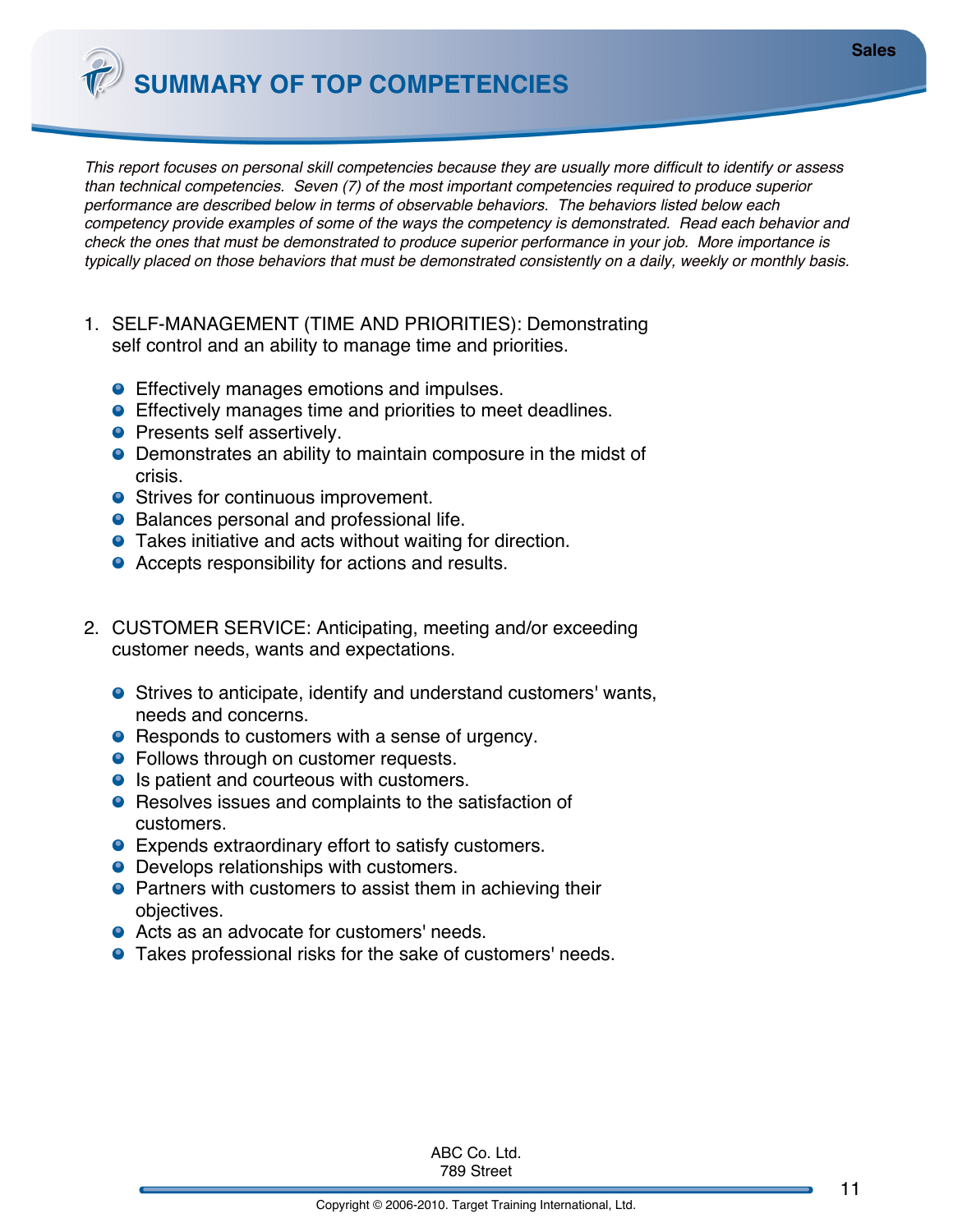# SUMMARY OF TOP COMPETENCIES

*This report focuses on personal skill competencies because they are usually more difficult to identify or assess than technical competencies. Seven (7) of the most important competencies required to produce superior performance are described below in terms of observable behaviors. The behaviors listed below each competency provide examples of some of the ways the competency is demonstrated. Read each behavior and check the ones that must be demonstrated to produce superior performance in your job. More importance is typically placed on those behaviors that must be demonstrated consistently on a daily, weekly or monthly basis.*

1. SELF-MANAGEMENT (TIME AND PRIORITIES): Demonstrating self control and an ability to manage time and priorities.

   - Effectively manages emotions and impulses.
   - Effectively manages time and priorities to meet deadlines.
   - Presents self assertively.
   - Demonstrates an ability to maintain composure in the midst of crisis.
   - Strives for continuous improvement.
   - Balances personal and professional life.
   - Takes initiative and acts without waiting for direction.
   - Accepts responsibility for actions and results.

2. CUSTOMER SERVICE: Anticipating, meeting and/or exceeding customer needs, wants and expectations.

   - Strives to anticipate, identify and understand customers' wants, needs and concerns.
   - Responds to customers with a sense of urgency.
   - Follows through on customer requests.
   - Is patient and courteous with customers.
   - Resolves issues and complaints to the satisfaction of customers.
   - Expends extraordinary effort to satisfy customers.
   - Develops relationships with customers.
   - Partners with customers to assist them in achieving their objectives.
   - Acts as an advocate for customers' needs.
   - Takes professional risks for the sake of customers' needs.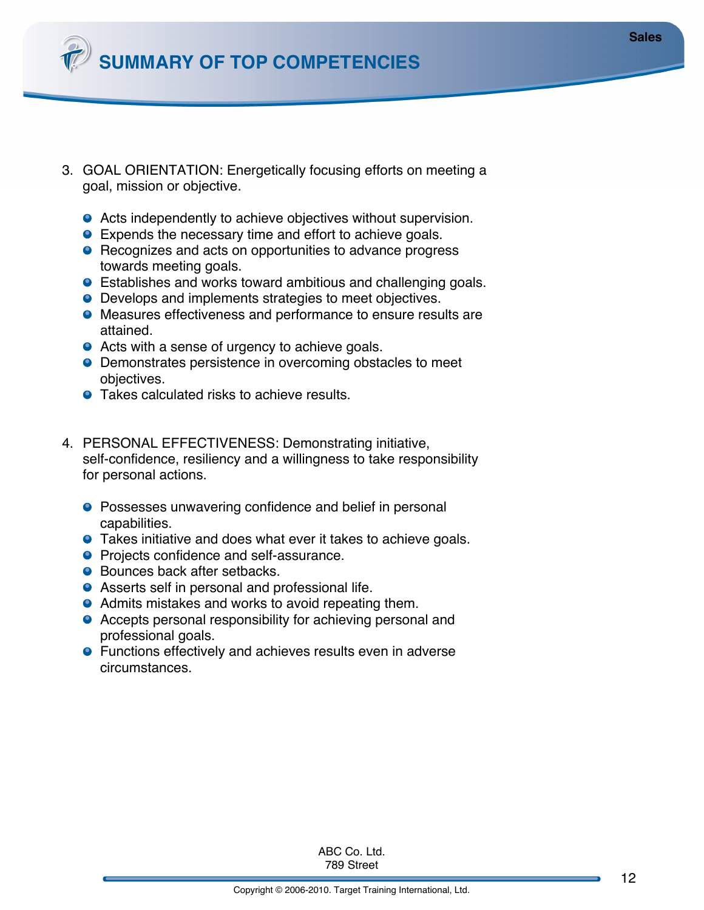# SUMMARY OF TOP COMPETENCIES

3. GOAL ORIENTATION: Energetically focusing efforts on meeting a goal, mission or objective.

   - Acts independently to achieve objectives without supervision.
   - Expends the necessary time and effort to achieve goals.
   - Recognizes and acts on opportunities to advance progress towards meeting goals.
   - Establishes and works toward ambitious and challenging goals.
   - Develops and implements strategies to meet objectives.
   - Measures effectiveness and performance to ensure results are attained.
   - Acts with a sense of urgency to achieve goals.
   - Demonstrates persistence in overcoming obstacles to meet objectives.
   - Takes calculated risks to achieve results.

4. PERSONAL EFFECTIVENESS: Demonstrating initiative, self-confidence, resiliency and a willingness to take responsibility for personal actions.

   - Possesses unwavering confidence and belief in personal capabilities.
   - Takes initiative and does what ever it takes to achieve goals.
   - Projects confidence and self-assurance.
   - Bounces back after setbacks.
   - Asserts self in personal and professional life.
   - Admits mistakes and works to avoid repeating them.
   - Accepts personal responsibility for achieving personal and professional goals.
   - Functions effectively and achieves results even in adverse circumstances.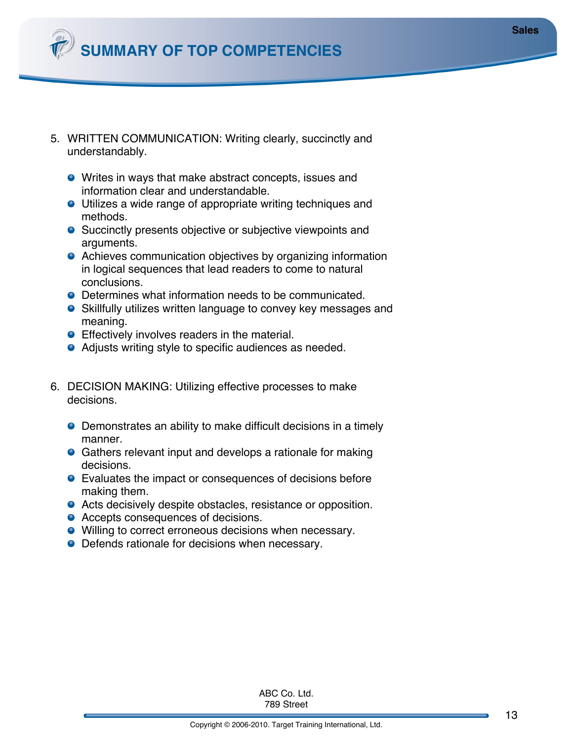# SUMMARY OF TOP COMPETENCIES

5. WRITTEN COMMUNICATION: Writing clearly, succinctly and understandably.

   - Writes in ways that make abstract concepts, issues and information clear and understandable.
   - Utilizes a wide range of appropriate writing techniques and methods.
   - Succinctly presents objective or subjective viewpoints and arguments.
   - Achieves communication objectives by organizing information in logical sequences that lead readers to come to natural conclusions.
   - Determines what information needs to be communicated.
   - Skillfully utilizes written language to convey key messages and meaning.
   - Effectively involves readers in the material.
   - Adjusts writing style to specific audiences as needed.

6. DECISION MAKING: Utilizing effective processes to make decisions.

   - Demonstrates an ability to make difficult decisions in a timely manner.
   - Gathers relevant input and develops a rationale for making decisions.
   - Evaluates the impact or consequences of decisions before making them.
   - Acts decisively despite obstacles, resistance or opposition.
   - Accepts consequences of decisions.
   - Willing to correct erroneous decisions when necessary.
   - Defends rationale for decisions when necessary.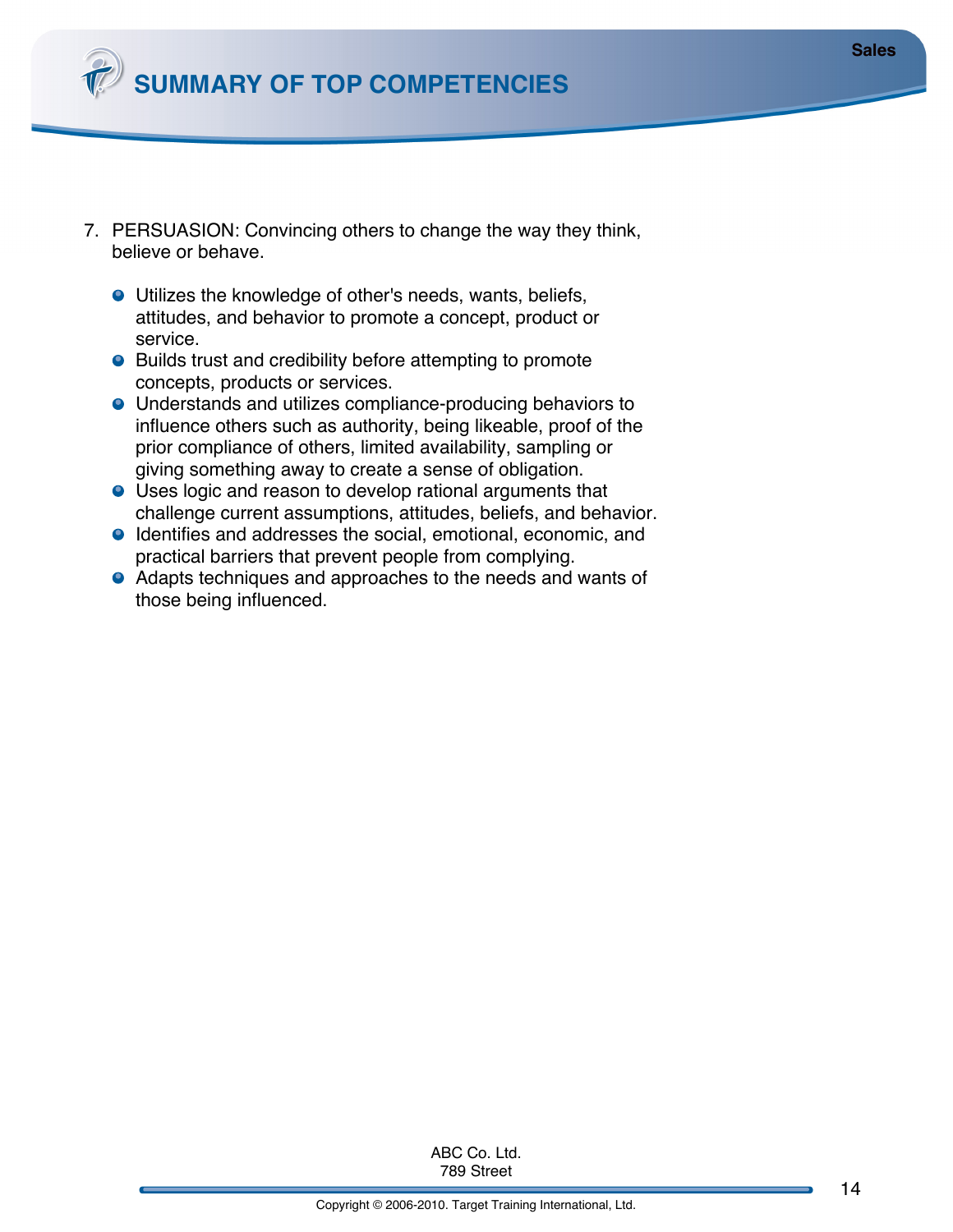# SUMMARY OF TOP COMPETENCIES

7. PERSUASION: Convincing others to change the way they think, believe or behave.

   - Utilizes the knowledge of other's needs, wants, beliefs, attitudes, and behavior to promote a concept, product or service.
   - Builds trust and credibility before attempting to promote concepts, products or services.
   - Understands and utilizes compliance-producing behaviors to influence others such as authority, being likeable, proof of the prior compliance of others, limited availability, sampling or giving something away to create a sense of obligation.
   - Uses logic and reason to develop rational arguments that challenge current assumptions, attitudes, beliefs, and behavior.
   - Identifies and addresses the social, emotional, economic, and practical barriers that prevent people from complying.
   - Adapts techniques and approaches to the needs and wants of those being influenced.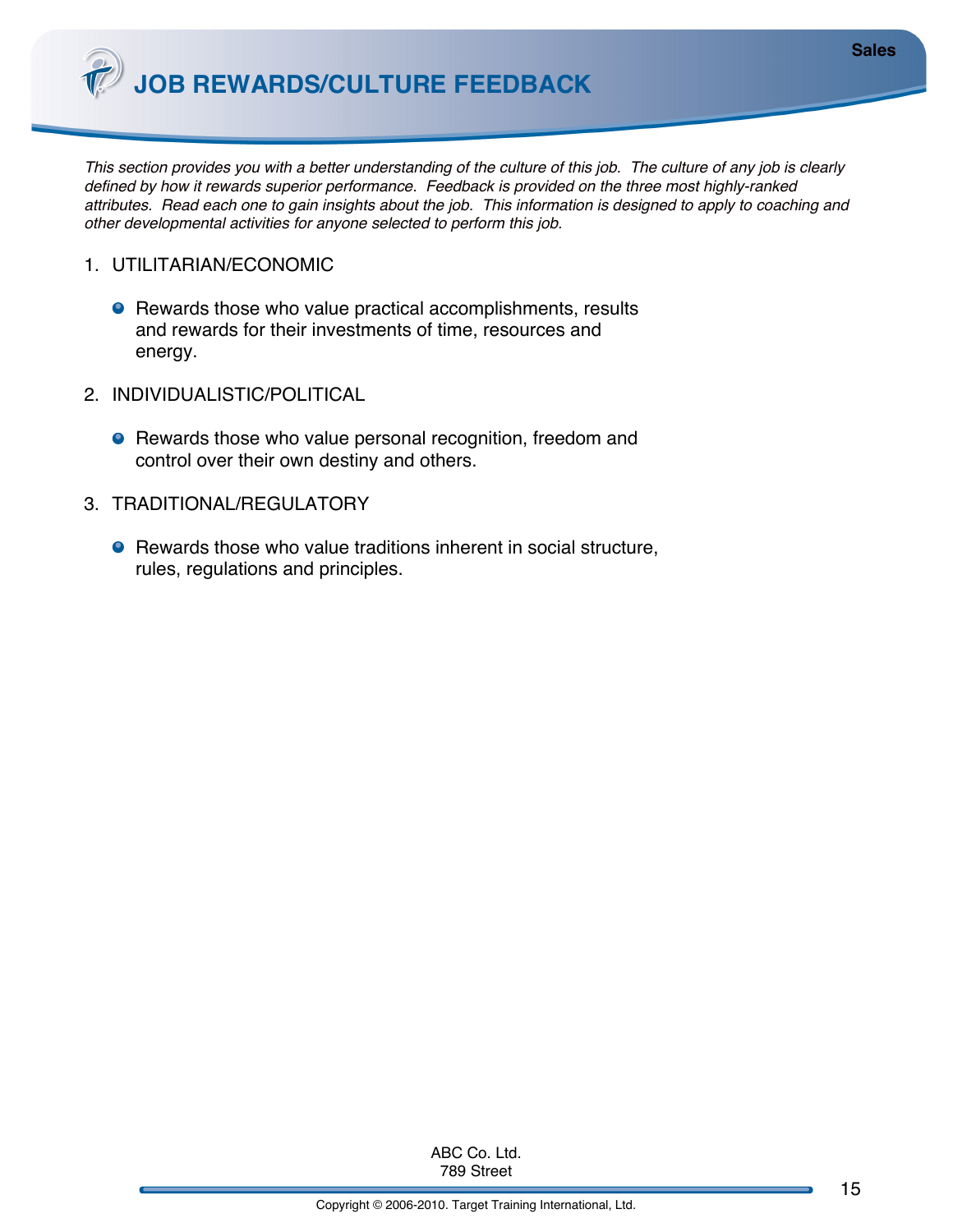# JOB REWARDS/CULTURE FEEDBACK

*This section provides you with a better understanding of the culture of this job. The culture of any job is clearly defined by how it rewards superior performance. Feedback is provided on the three most highly-ranked attributes. Read each one to gain insights about the job. This information is designed to apply to coaching and other developmental activities for anyone selected to perform this job.*

1. UTILITARIAN/ECONOMIC
   - Rewards those who value practical accomplishments, results and rewards for their investments of time, resources and energy.

2. INDIVIDUALISTIC/POLITICAL
   - Rewards those who value personal recognition, freedom and control over their own destiny and others.

3. TRADITIONAL/REGULATORY
   - Rewards those who value traditions inherent in social structure, rules, regulations and principles.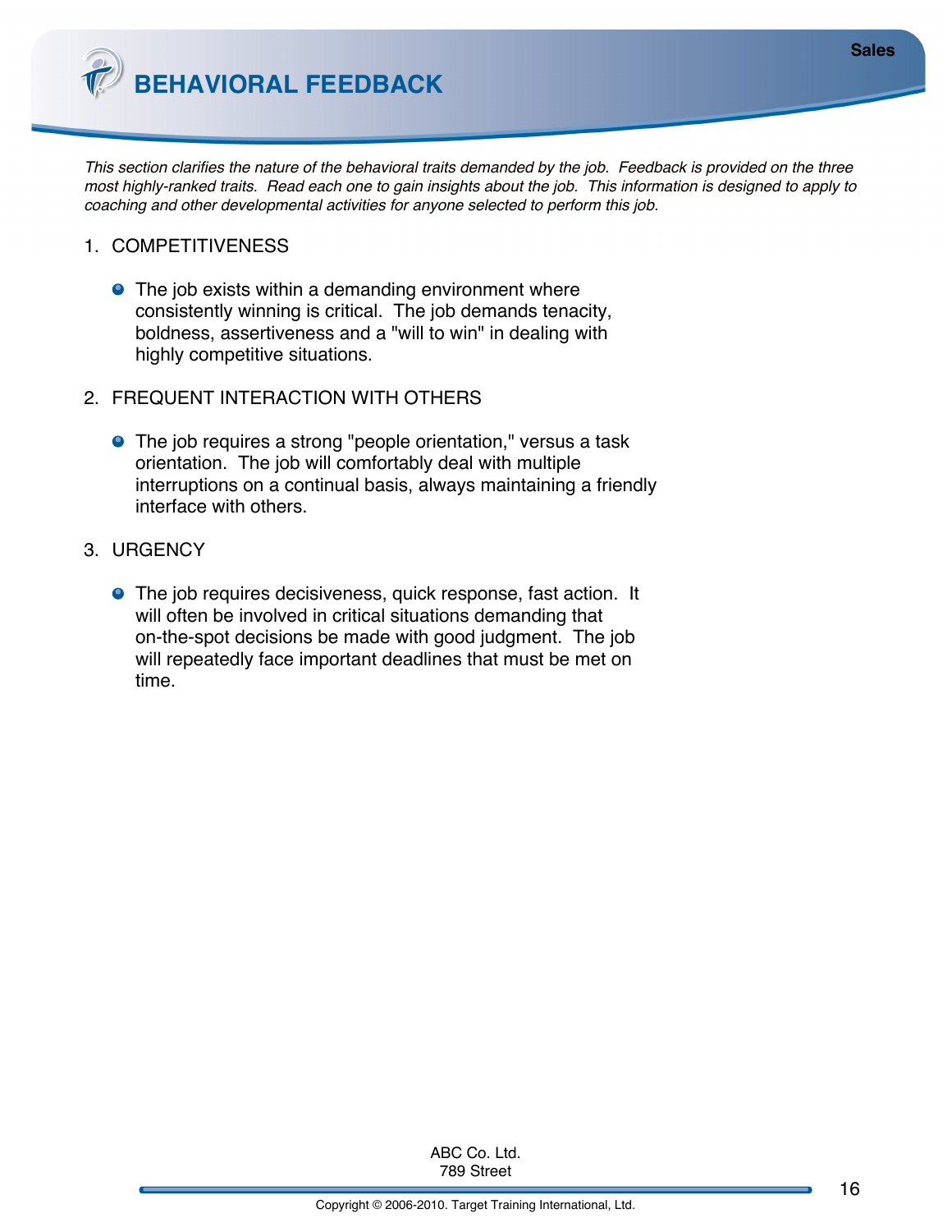# BEHAVIORAL FEEDBACK

*This section clarifies the nature of the behavioral traits demanded by the job. Feedback is provided on the three most highly-ranked traits. Read each one to gain insights about the job. This information is designed to apply to coaching and other developmental activities for anyone selected to perform this job.*

1. COMPETITIVENESS

   - The job exists within a demanding environment where consistently winning is critical. The job demands tenacity, boldness, assertiveness and a "will to win" in dealing with highly competitive situations.

2. FREQUENT INTERACTION WITH OTHERS

   - The job requires a strong "people orientation," versus a task orientation. The job will comfortably deal with multiple interruptions on a continual basis, always maintaining a friendly interface with others.

3. URGENCY

   - The job requires decisiveness, quick response, fast action. It will often be involved in critical situations demanding that on-the-spot decisions be made with good judgment. The job will repeatedly face important deadlines that must be met on time.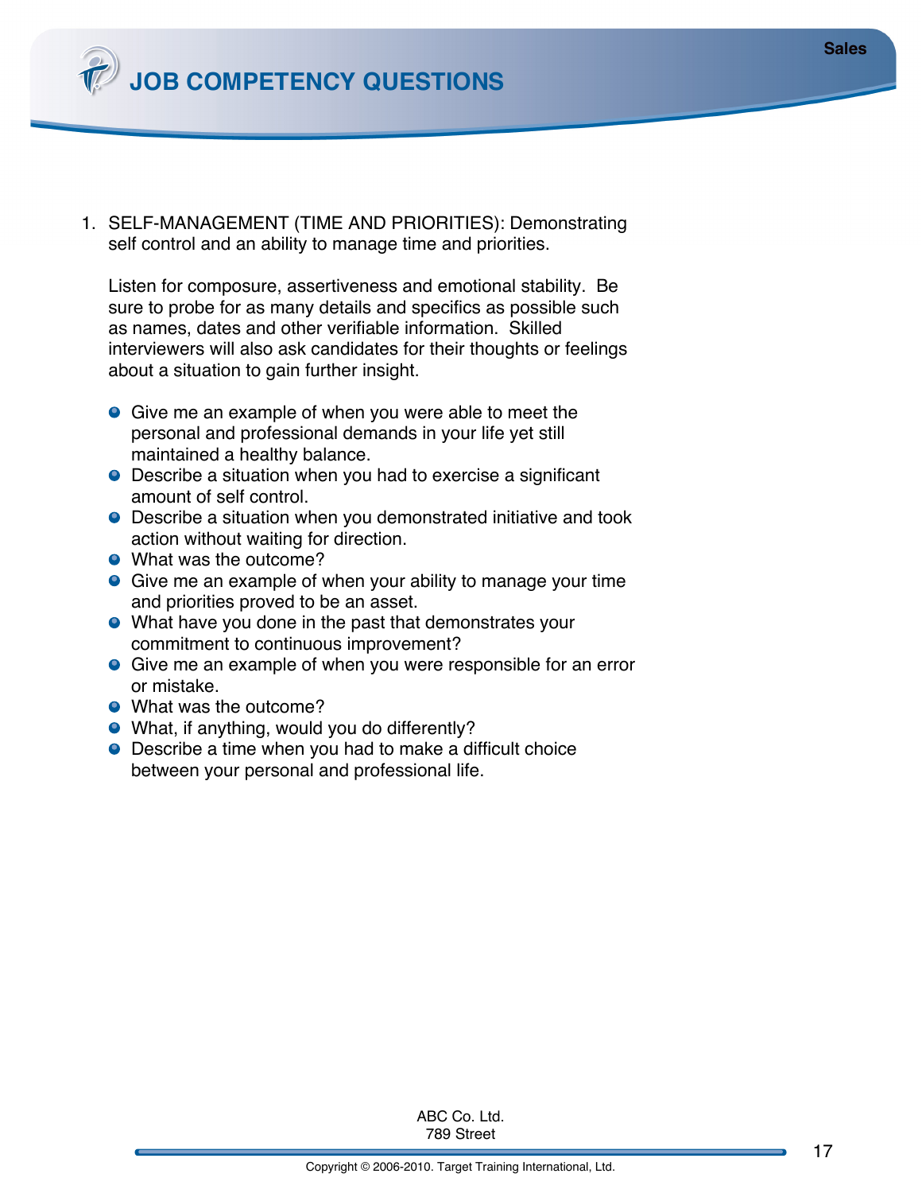# JOB COMPETENCY QUESTIONS

1. SELF-MANAGEMENT (TIME AND PRIORITIES): Demonstrating self control and an ability to manage time and priorities.

   Listen for composure, assertiveness and emotional stability. Be sure to probe for as many details and specifics as possible such as names, dates and other verifiable information. Skilled interviewers will also ask candidates for their thoughts or feelings about a situation to gain further insight.

   - Give me an example of when you were able to meet the personal and professional demands in your life yet still maintained a healthy balance.
   - Describe a situation when you had to exercise a significant amount of self control.
   - Describe a situation when you demonstrated initiative and took action without waiting for direction.
   - What was the outcome?
   - Give me an example of when your ability to manage your time and priorities proved to be an asset.
   - What have you done in the past that demonstrates your commitment to continuous improvement?
   - Give me an example of when you were responsible for an error or mistake.
   - What was the outcome?
   - What, if anything, would you do differently?
   - Describe a time when you had to make a difficult choice between your personal and professional life.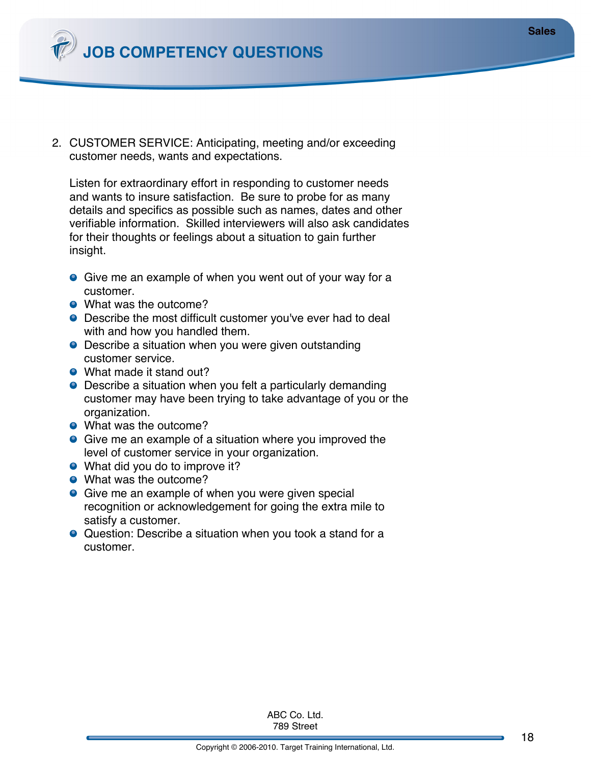2. CUSTOMER SERVICE: Anticipating, meeting and/or exceeding customer needs, wants and expectations.

   Listen for extraordinary effort in responding to customer needs and wants to insure satisfaction. Be sure to probe for as many details and specifics as possible such as names, dates and other verifiable information. Skilled interviewers will also ask candidates for their thoughts or feelings about a situation to gain further insight.

   - Give me an example of when you went out of your way for a customer.
   - What was the outcome?
   - Describe the most difficult customer you've ever had to deal with and how you handled them.
   - Describe a situation when you were given outstanding customer service.
   - What made it stand out?
   - Describe a situation when you felt a particularly demanding customer may have been trying to take advantage of you or the organization.
   - What was the outcome?
   - Give me an example of a situation where you improved the level of customer service in your organization.
   - What did you do to improve it?
   - What was the outcome?
   - Give me an example of when you were given special recognition or acknowledgement for going the extra mile to satisfy a customer.
   - Question: Describe a situation when you took a stand for a customer.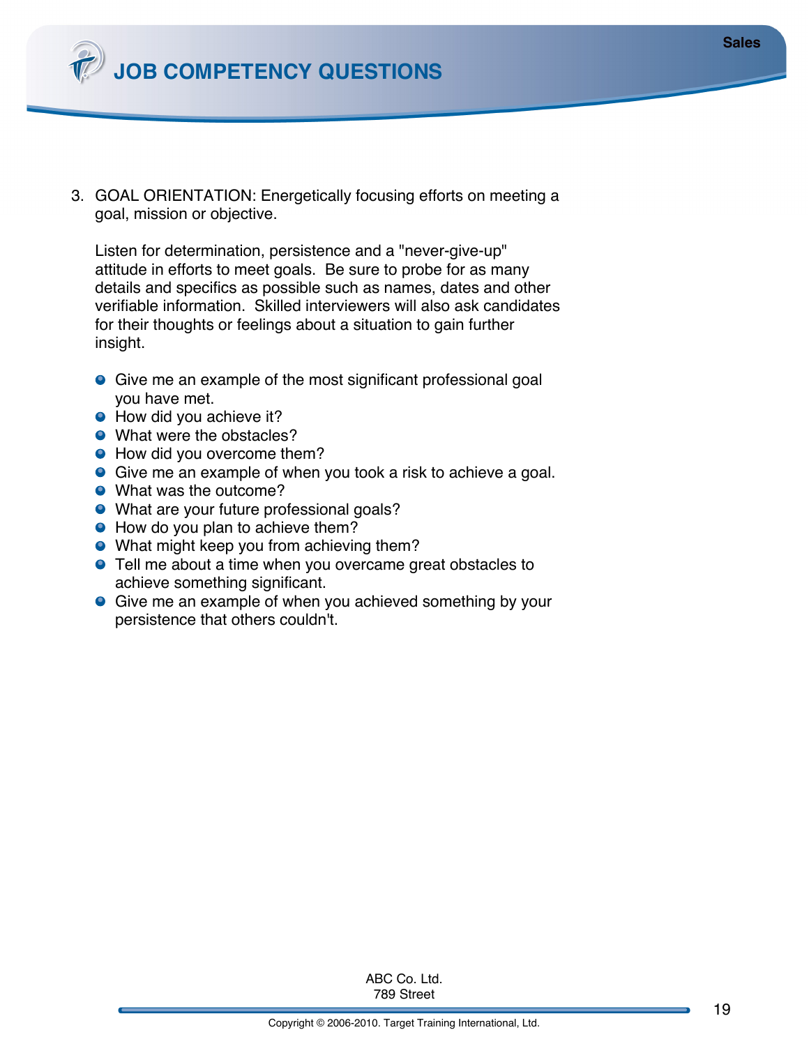3. GOAL ORIENTATION: Energetically focusing efforts on meeting a goal, mission or objective.

   Listen for determination, persistence and a "never-give-up" attitude in efforts to meet goals. Be sure to probe for as many details and specifics as possible such as names, dates and other verifiable information. Skilled interviewers will also ask candidates for their thoughts or feelings about a situation to gain further insight.

   - Give me an example of the most significant professional goal you have met.
   - How did you achieve it?
   - What were the obstacles?
   - How did you overcome them?
   - Give me an example of when you took a risk to achieve a goal.
   - What was the outcome?
   - What are your future professional goals?
   - How do you plan to achieve them?
   - What might keep you from achieving them?
   - Tell me about a time when you overcame great obstacles to achieve something significant.
   - Give me an example of when you achieved something by your persistence that others couldn't.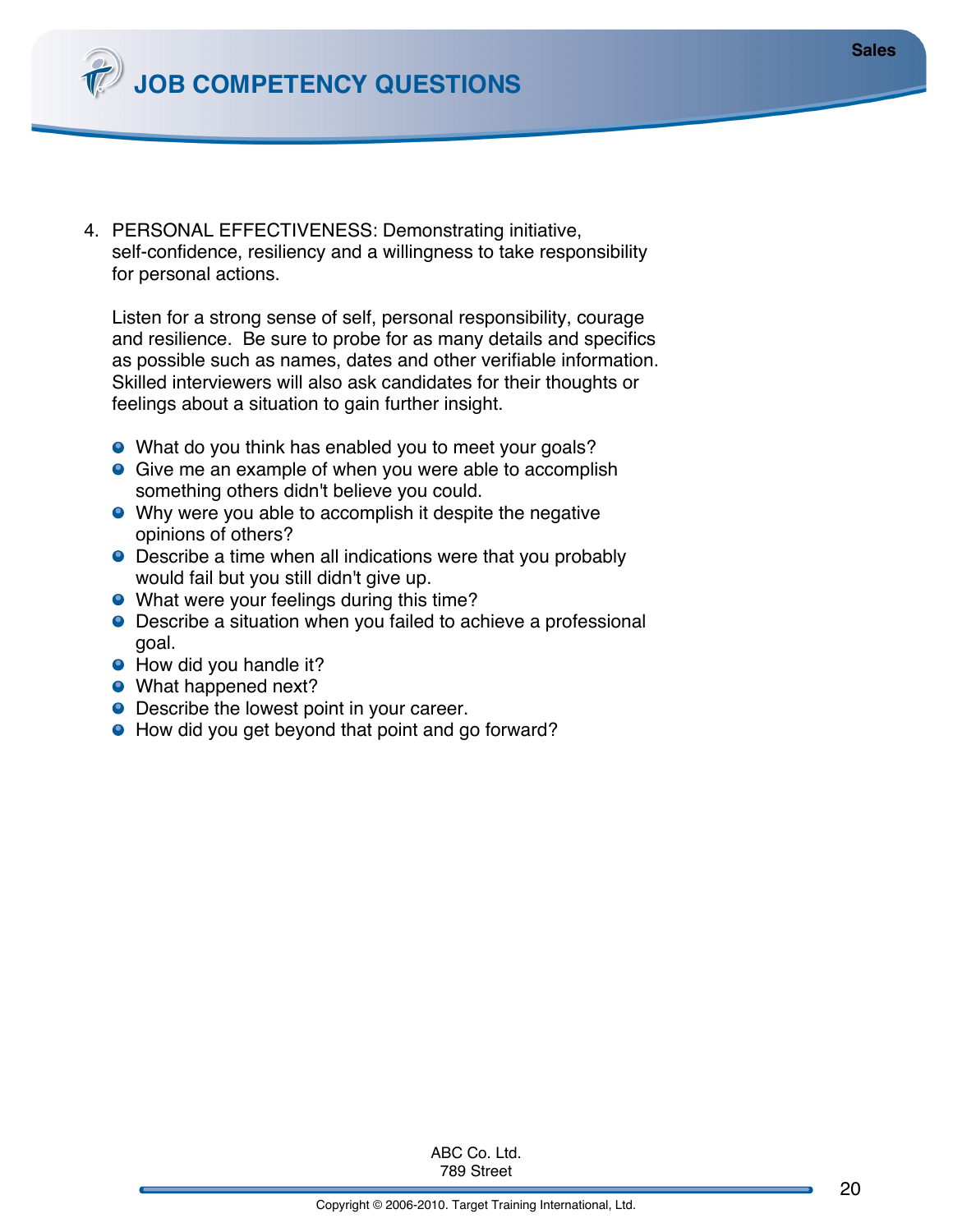4. PERSONAL EFFECTIVENESS: Demonstrating initiative, self-confidence, resiliency and a willingness to take responsibility for personal actions.

   Listen for a strong sense of self, personal responsibility, courage and resilience. Be sure to probe for as many details and specifics as possible such as names, dates and other verifiable information. Skilled interviewers will also ask candidates for their thoughts or feelings about a situation to gain further insight.

   - What do you think has enabled you to meet your goals?
   - Give me an example of when you were able to accomplish something others didn't believe you could.
   - Why were you able to accomplish it despite the negative opinions of others?
   - Describe a time when all indications were that you probably would fail but you still didn't give up.
   - What were your feelings during this time?
   - Describe a situation when you failed to achieve a professional goal.
   - How did you handle it?
   - What happened next?
   - Describe the lowest point in your career.
   - How did you get beyond that point and go forward?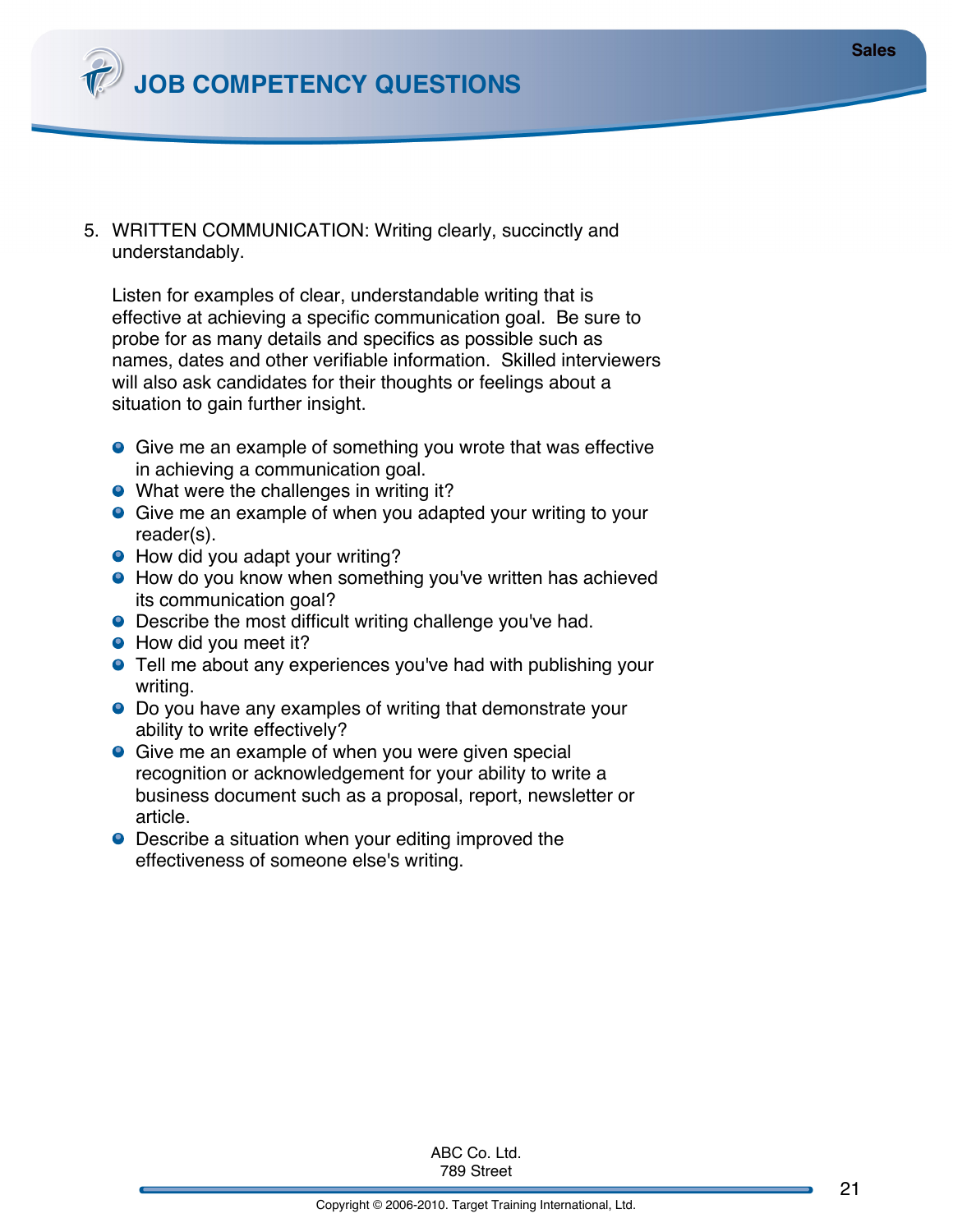5. WRITTEN COMMUNICATION: Writing clearly, succinctly and understandably.

   Listen for examples of clear, understandable writing that is effective at achieving a specific communication goal. Be sure to probe for as many details and specifics as possible such as names, dates and other verifiable information. Skilled interviewers will also ask candidates for their thoughts or feelings about a situation to gain further insight.

   - Give me an example of something you wrote that was effective in achieving a communication goal.
   - What were the challenges in writing it?
   - Give me an example of when you adapted your writing to your reader(s).
   - How did you adapt your writing?
   - How do you know when something you've written has achieved its communication goal?
   - Describe the most difficult writing challenge you've had.
   - How did you meet it?
   - Tell me about any experiences you've had with publishing your writing.
   - Do you have any examples of writing that demonstrate your ability to write effectively?
   - Give me an example of when you were given special recognition or acknowledgement for your ability to write a business document such as a proposal, report, newsletter or article.
   - Describe a situation when your editing improved the effectiveness of someone else's writing.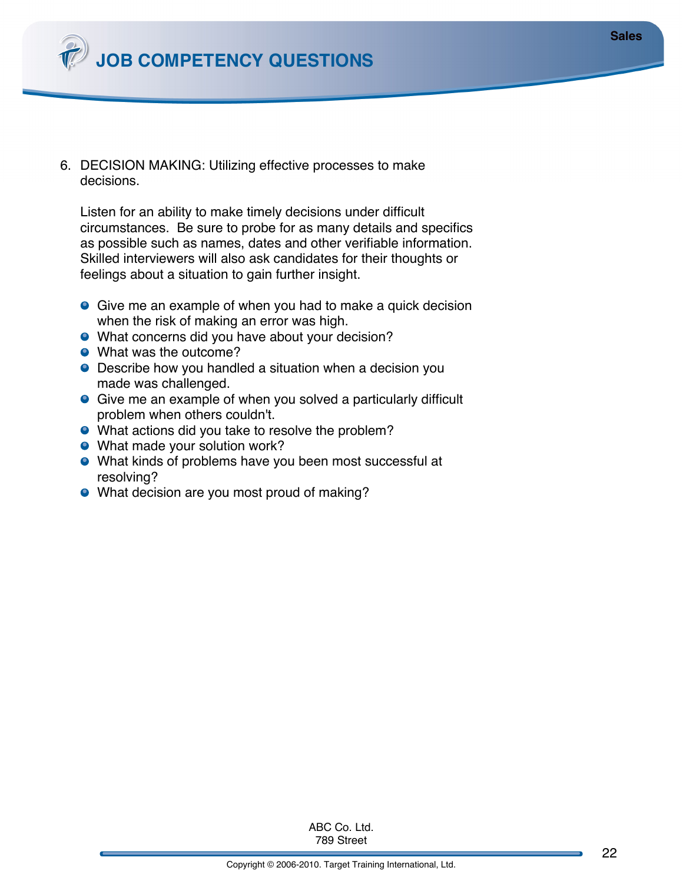6. DECISION MAKING: Utilizing effective processes to make decisions.

   Listen for an ability to make timely decisions under difficult circumstances. Be sure to probe for as many details and specifics as possible such as names, dates and other verifiable information. Skilled interviewers will also ask candidates for their thoughts or feelings about a situation to gain further insight.

   - Give me an example of when you had to make a quick decision when the risk of making an error was high.
   - What concerns did you have about your decision?
   - What was the outcome?
   - Describe how you handled a situation when a decision you made was challenged.
   - Give me an example of when you solved a particularly difficult problem when others couldn't.
   - What actions did you take to resolve the problem?
   - What made your solution work?
   - What kinds of problems have you been most successful at resolving?
   - What decision are you most proud of making?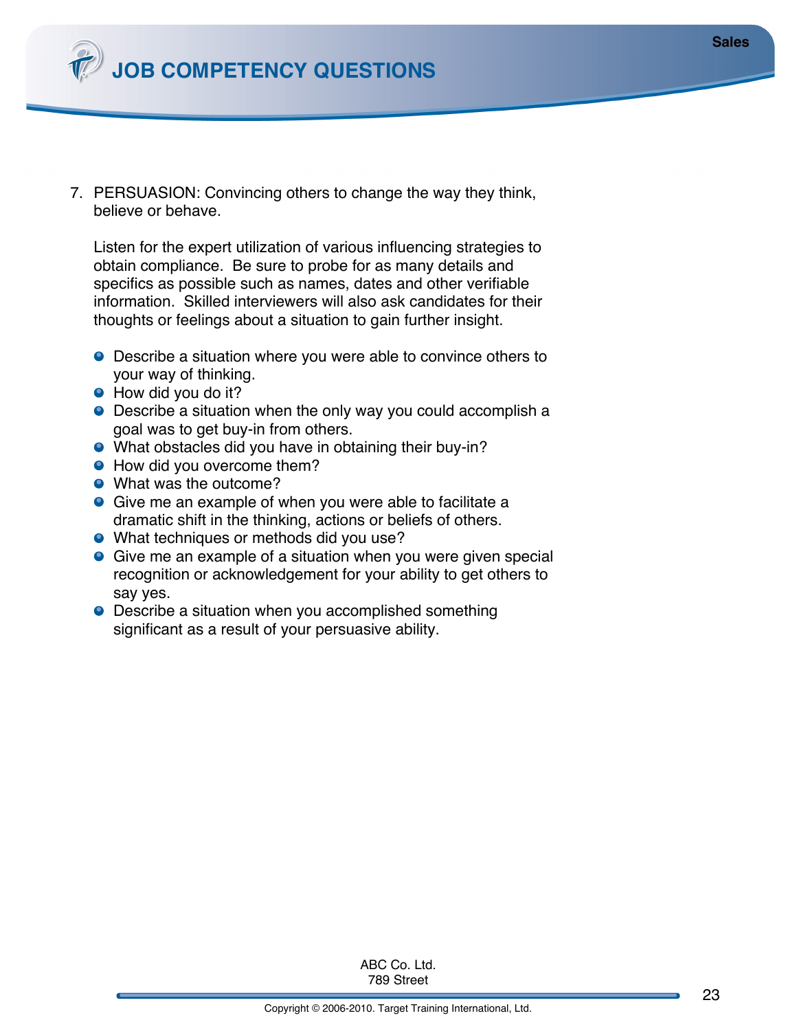7. PERSUASION: Convincing others to change the way they think, believe or behave.

   Listen for the expert utilization of various influencing strategies to obtain compliance. Be sure to probe for as many details and specifics as possible such as names, dates and other verifiable information. Skilled interviewers will also ask candidates for their thoughts or feelings about a situation to gain further insight.

   - Describe a situation where you were able to convince others to your way of thinking.
   - How did you do it?
   - Describe a situation when the only way you could accomplish a goal was to get buy-in from others.
   - What obstacles did you have in obtaining their buy-in?
   - How did you overcome them?
   - What was the outcome?
   - Give me an example of when you were able to facilitate a dramatic shift in the thinking, actions or beliefs of others.
   - What techniques or methods did you use?
   - Give me an example of a situation when you were given special recognition or acknowledgement for your ability to get others to say yes.
   - Describe a situation when you accomplished something significant as a result of your persuasive ability.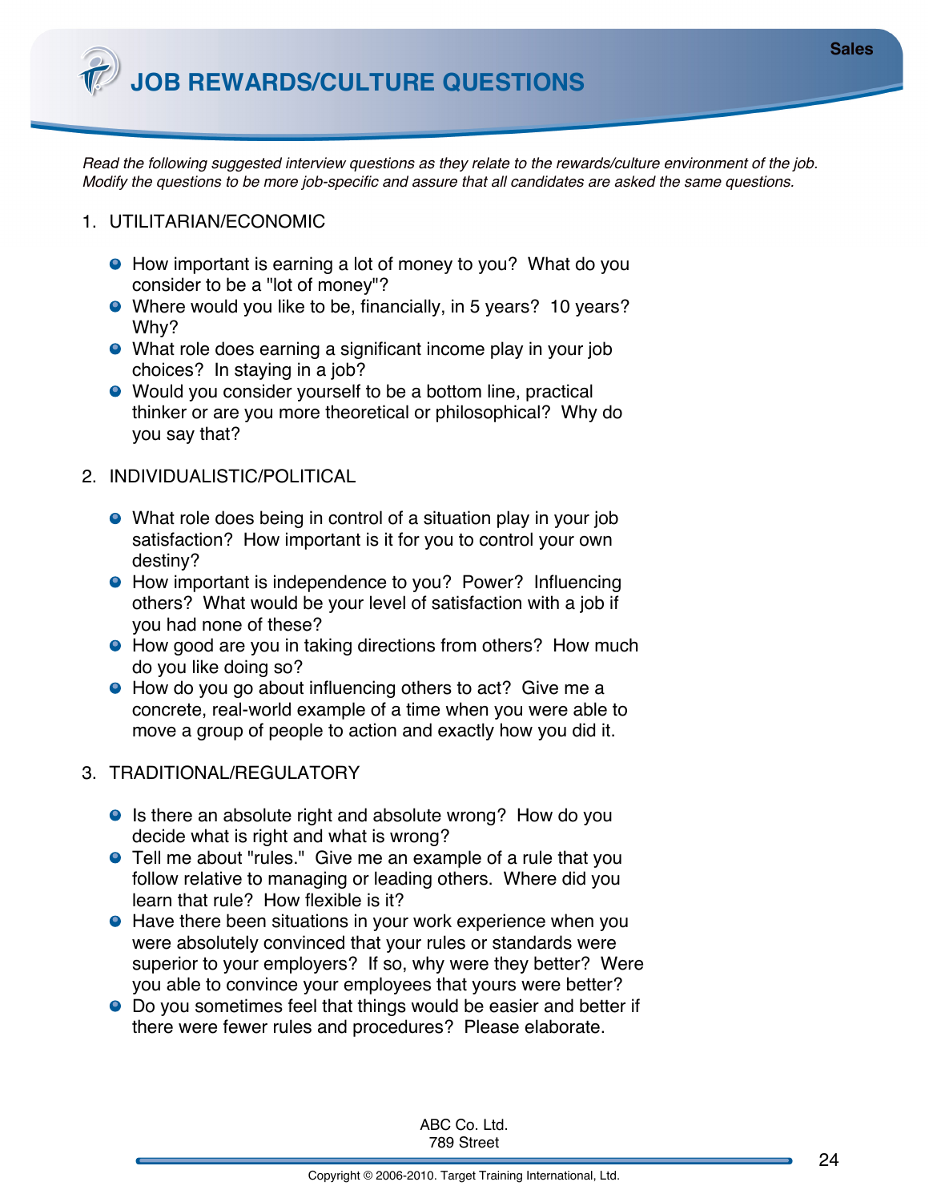# JOB REWARDS/CULTURE QUESTIONS

*Read the following suggested interview questions as they relate to the rewards/culture environment of the job. Modify the questions to be more job-specific and assure that all candidates are asked the same questions.*

1. UTILITARIAN/ECONOMIC

   - How important is earning a lot of money to you? What do you consider to be a "lot of money"?
   - Where would you like to be, financially, in 5 years? 10 years? Why?
   - What role does earning a significant income play in your job choices? In staying in a job?
   - Would you consider yourself to be a bottom line, practical thinker or are you more theoretical or philosophical? Why do you say that?

2. INDIVIDUALISTIC/POLITICAL

   - What role does being in control of a situation play in your job satisfaction? How important is it for you to control your own destiny?
   - How important is independence to you? Power? Influencing others? What would be your level of satisfaction with a job if you had none of these?
   - How good are you in taking directions from others? How much do you like doing so?
   - How do you go about influencing others to act? Give me a concrete, real-world example of a time when you were able to move a group of people to action and exactly how you did it.

3. TRADITIONAL/REGULATORY

   - Is there an absolute right and absolute wrong? How do you decide what is right and what is wrong?
   - Tell me about "rules." Give me an example of a rule that you follow relative to managing or leading others. Where did you learn that rule? How flexible is it?
   - Have there been situations in your work experience when you were absolutely convinced that your rules or standards were superior to your employers? If so, why were they better? Were you able to convince your employees that yours were better?
   - Do you sometimes feel that things would be easier and better if there were fewer rules and procedures? Please elaborate.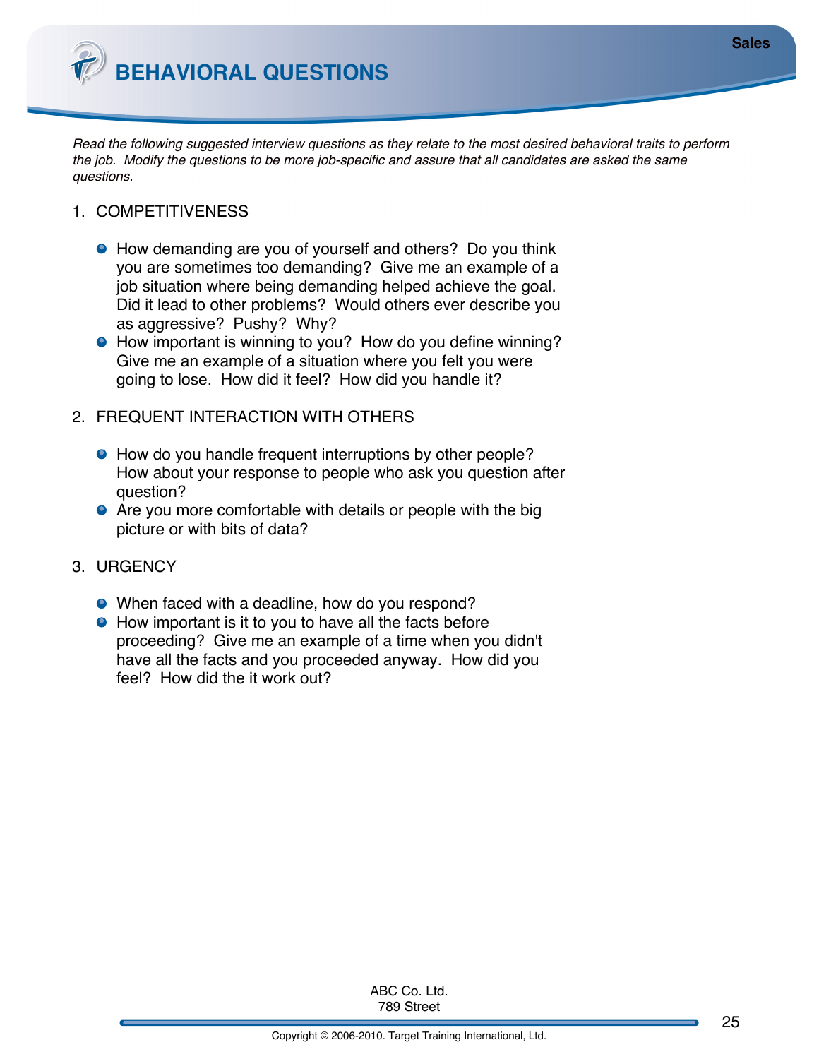# BEHAVIORAL QUESTIONS

*Read the following suggested interview questions as they relate to the most desired behavioral traits to perform the job. Modify the questions to be more job-specific and assure that all candidates are asked the same questions.*

1. COMPETITIVENESS

   - How demanding are you of yourself and others? Do you think you are sometimes too demanding? Give me an example of a job situation where being demanding helped achieve the goal. Did it lead to other problems? Would others ever describe you as aggressive? Pushy? Why?
   - How important is winning to you? How do you define winning? Give me an example of a situation where you felt you were going to lose. How did it feel? How did you handle it?

2. FREQUENT INTERACTION WITH OTHERS

   - How do you handle frequent interruptions by other people? How about your response to people who ask you question after question?
   - Are you more comfortable with details or people with the big picture or with bits of data?

3. URGENCY

   - When faced with a deadline, how do you respond?
   - How important is it to you to have all the facts before proceeding? Give me an example of a time when you didn't have all the facts and you proceeded anyway. How did you feel? How did the it work out?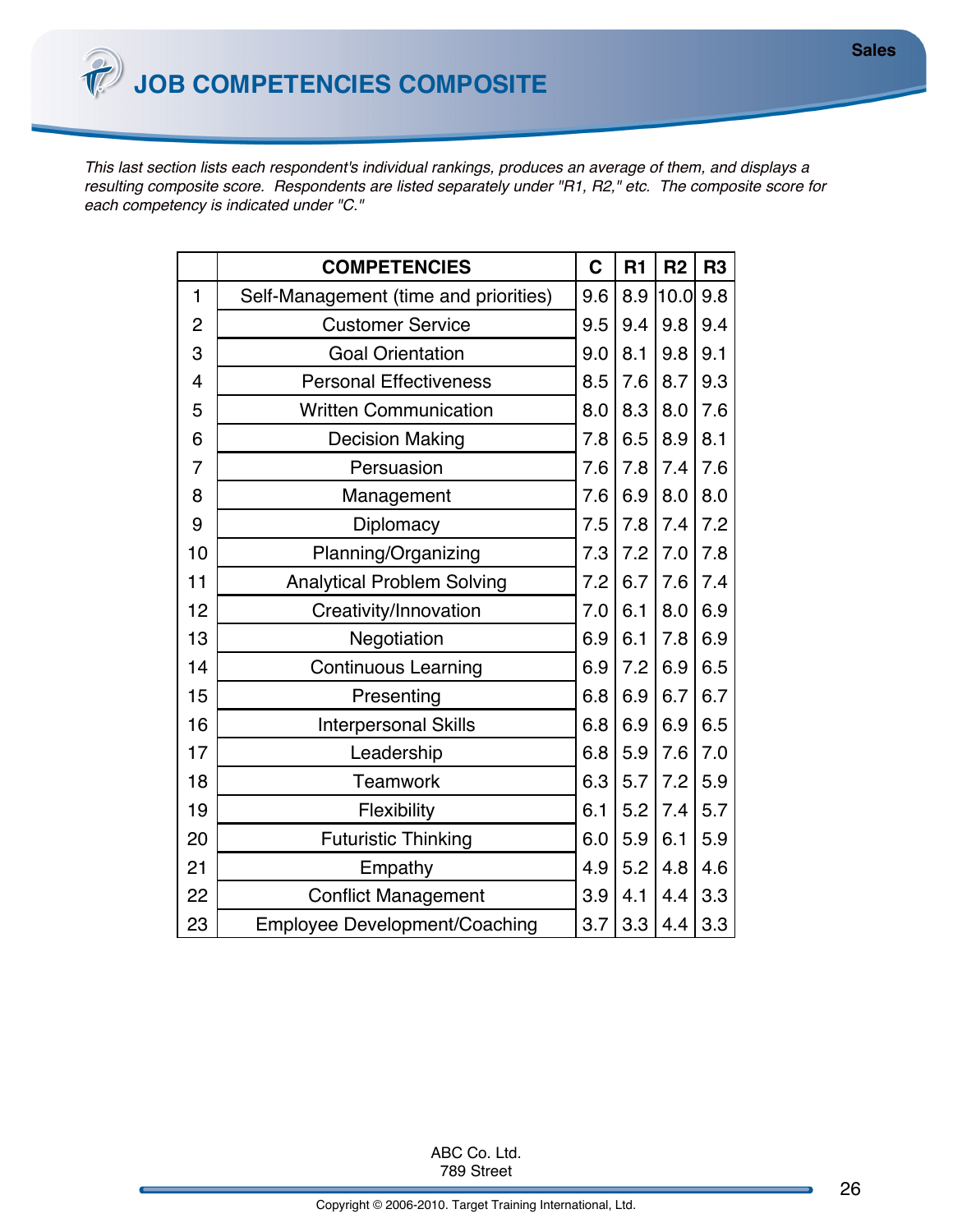# JOB COMPETENCIES COMPOSITE

*This last section lists each respondent's individual rankings, produces an average of them, and displays a resulting composite score. Respondents are listed separately under "R1, R2," etc. The composite score for each competency is indicated under "C."*

| | COMPETENCIES | C | R1 | R2 | R3 |
|---|---|---|---|---|---|
| 1 | Self-Management (time and priorities) | 9.6 | 8.9 | 10.0 | 9.8 |
| 2 | Customer Service | 9.5 | 9.4 | 9.8 | 9.4 |
| 3 | Goal Orientation | 9.0 | 8.1 | 9.8 | 9.1 |
| 4 | Personal Effectiveness | 8.5 | 7.6 | 8.7 | 9.3 |
| 5 | Written Communication | 8.0 | 8.3 | 8.0 | 7.6 |
| 6 | Decision Making | 7.8 | 6.5 | 8.9 | 8.1 |
| 7 | Persuasion | 7.6 | 7.8 | 7.4 | 7.6 |
| 8 | Management | 7.6 | 6.9 | 8.0 | 8.0 |
| 9 | Diplomacy | 7.5 | 7.8 | 7.4 | 7.2 |
| 10 | Planning/Organizing | 7.3 | 7.2 | 7.0 | 7.8 |
| 11 | Analytical Problem Solving | 7.2 | 6.7 | 7.6 | 7.4 |
| 12 | Creativity/Innovation | 7.0 | 6.1 | 8.0 | 6.9 |
| 13 | Negotiation | 6.9 | 6.1 | 7.8 | 6.9 |
| 14 | Continuous Learning | 6.9 | 7.2 | 6.9 | 6.5 |
| 15 | Presenting | 6.8 | 6.9 | 6.7 | 6.7 |
| 16 | Interpersonal Skills | 6.8 | 6.9 | 6.9 | 6.5 |
| 17 | Leadership | 6.8 | 5.9 | 7.6 | 7.0 |
| 18 | Teamwork | 6.3 | 5.7 | 7.2 | 5.9 |
| 19 | Flexibility | 6.1 | 5.2 | 7.4 | 5.7 |
| 20 | Futuristic Thinking | 6.0 | 5.9 | 6.1 | 5.9 |
| 21 | Empathy | 4.9 | 5.2 | 4.8 | 4.6 |
| 22 | Conflict Management | 3.9 | 4.1 | 4.4 | 3.3 |
| 23 | Employee Development/Coaching | 3.7 | 3.3 | 4.4 | 3.3 |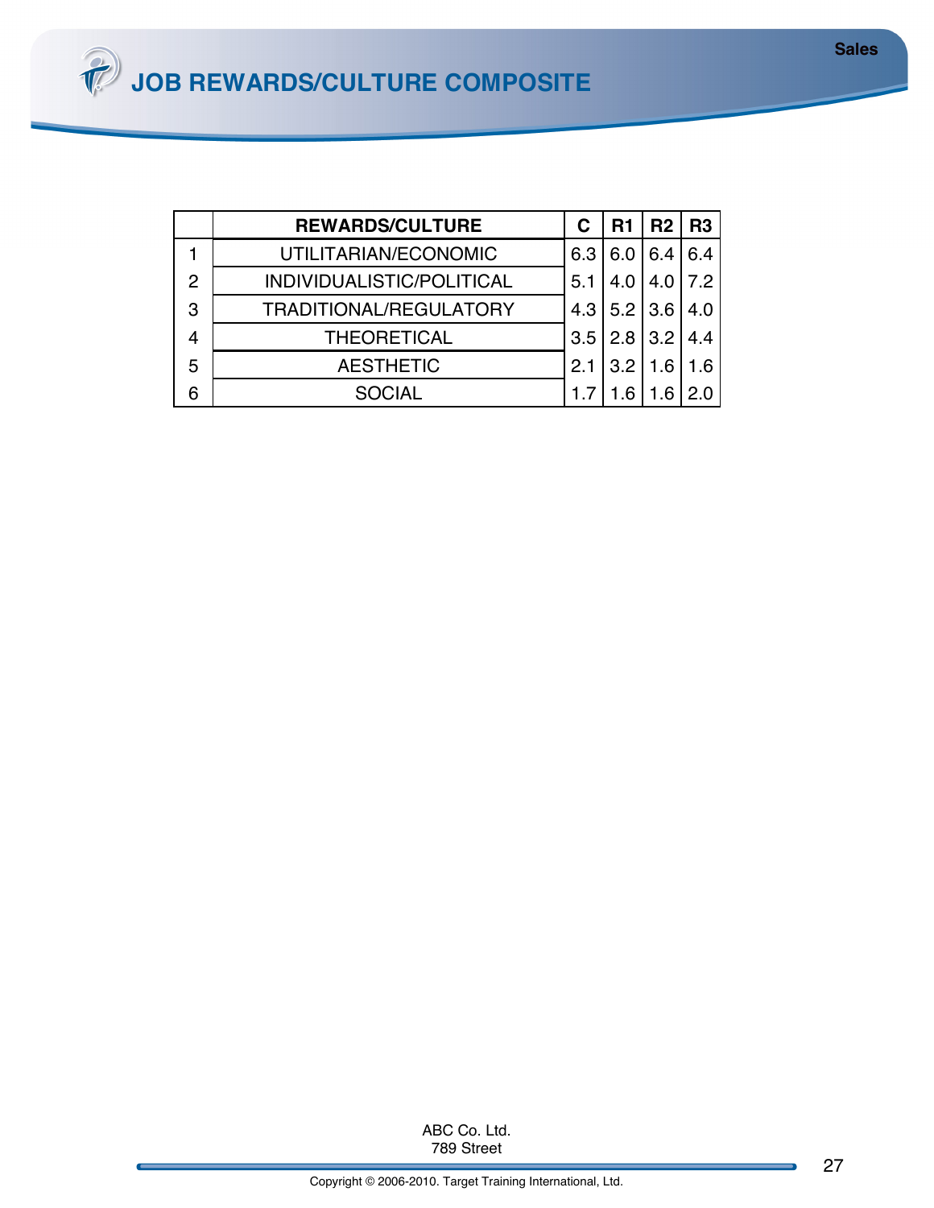# JOB REWARDS/CULTURE COMPOSITE

|   | REWARDS/CULTURE | C | R1 | R2 | R3 |
|---|---|---|---|---|---|
| 1 | UTILITARIAN/ECONOMIC | 6.3 | 6.0 | 6.4 | 6.4 |
| 2 | INDIVIDUALISTIC/POLITICAL | 5.1 | 4.0 | 4.0 | 7.2 |
| 3 | TRADITIONAL/REGULATORY | 4.3 | 5.2 | 3.6 | 4.0 |
| 4 | THEORETICAL | 3.5 | 2.8 | 3.2 | 4.4 |
| 5 | AESTHETIC | 2.1 | 3.2 | 1.6 | 1.6 |
| 6 | SOCIAL | 1.7 | 1.6 | 1.6 | 2.0 |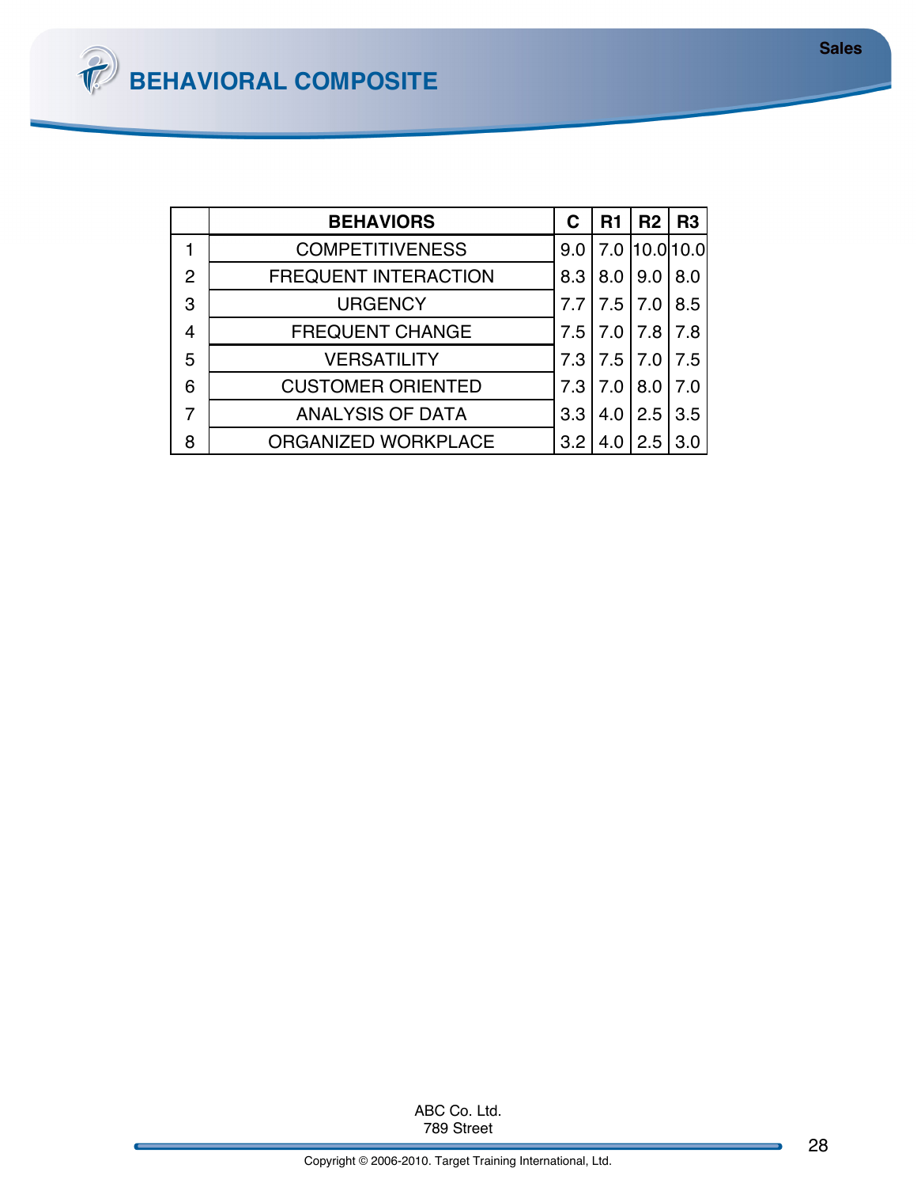# BEHAVIORAL COMPOSITE

| | BEHAVIORS | C | R1 | R2 | R3 |
|---|---|---|---|---|---|
| 1 | COMPETITIVENESS | 9.0 | 7.0 | 10.0 | 10.0 |
| 2 | FREQUENT INTERACTION | 8.3 | 8.0 | 9.0 | 8.0 |
| 3 | URGENCY | 7.7 | 7.5 | 7.0 | 8.5 |
| 4 | FREQUENT CHANGE | 7.5 | 7.0 | 7.8 | 7.8 |
| 5 | VERSATILITY | 7.3 | 7.5 | 7.0 | 7.5 |
| 6 | CUSTOMER ORIENTED | 7.3 | 7.0 | 8.0 | 7.0 |
| 7 | ANALYSIS OF DATA | 3.3 | 4.0 | 2.5 | 3.5 |
| 8 | ORGANIZED WORKPLACE | 3.2 | 4.0 | 2.5 | 3.0 |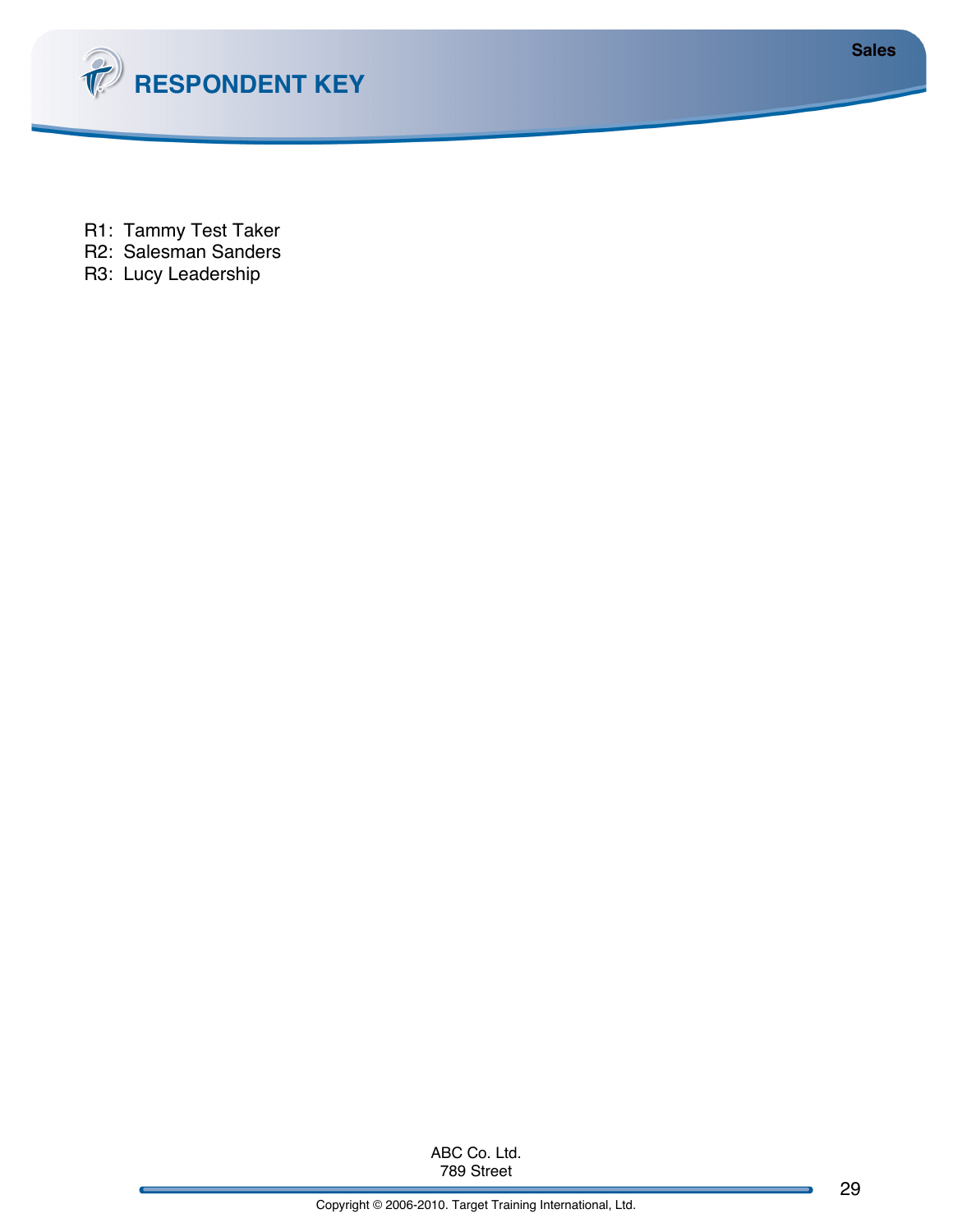# RESPONDENT KEY

R1: Tammy Test Taker
R2: Salesman Sanders
R3: Lucy Leadership